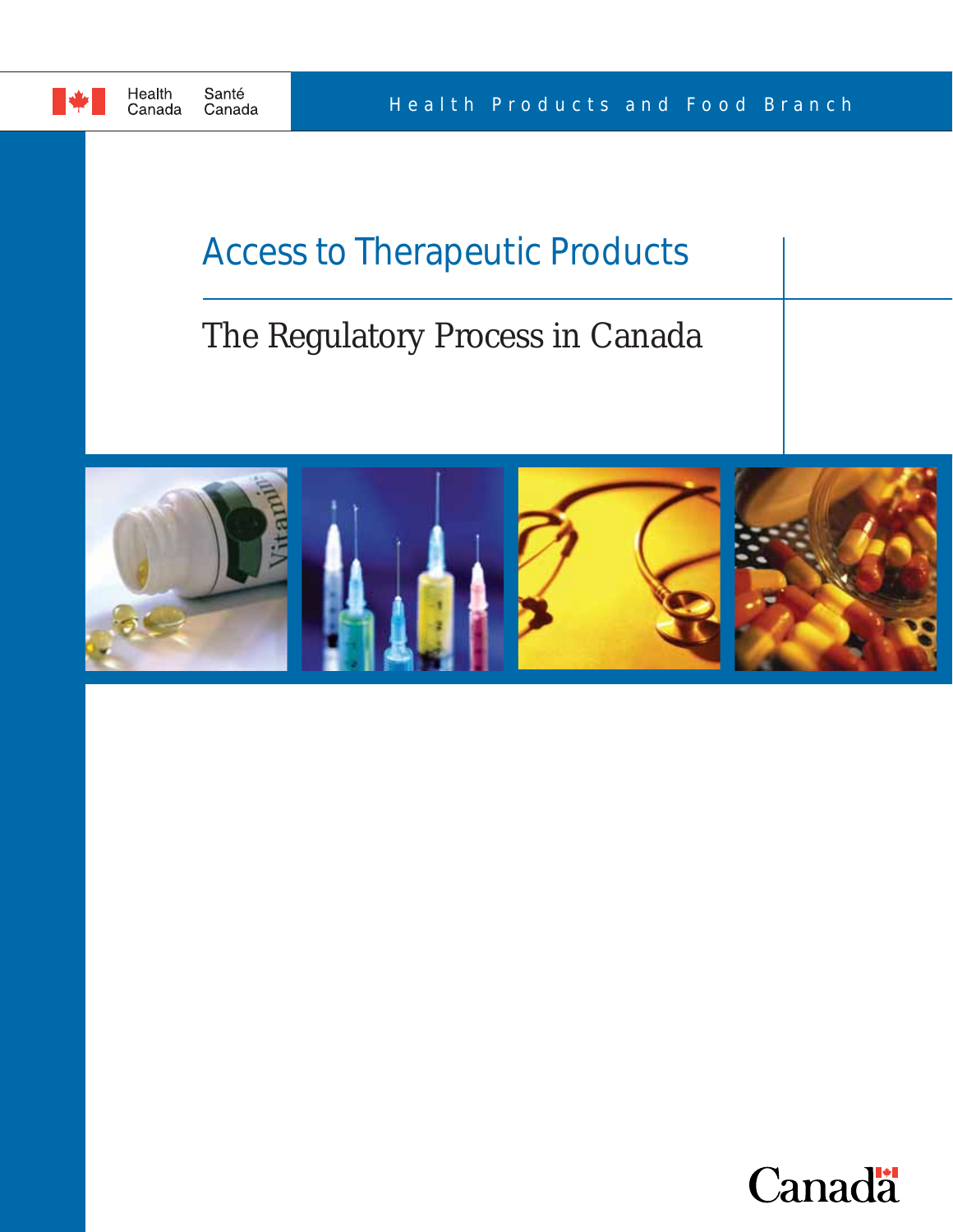Health Canada Santé Canada

Health Products and Food Branch

# Access to Therapeutic Products

## The Regulatory Process in Canada

Canada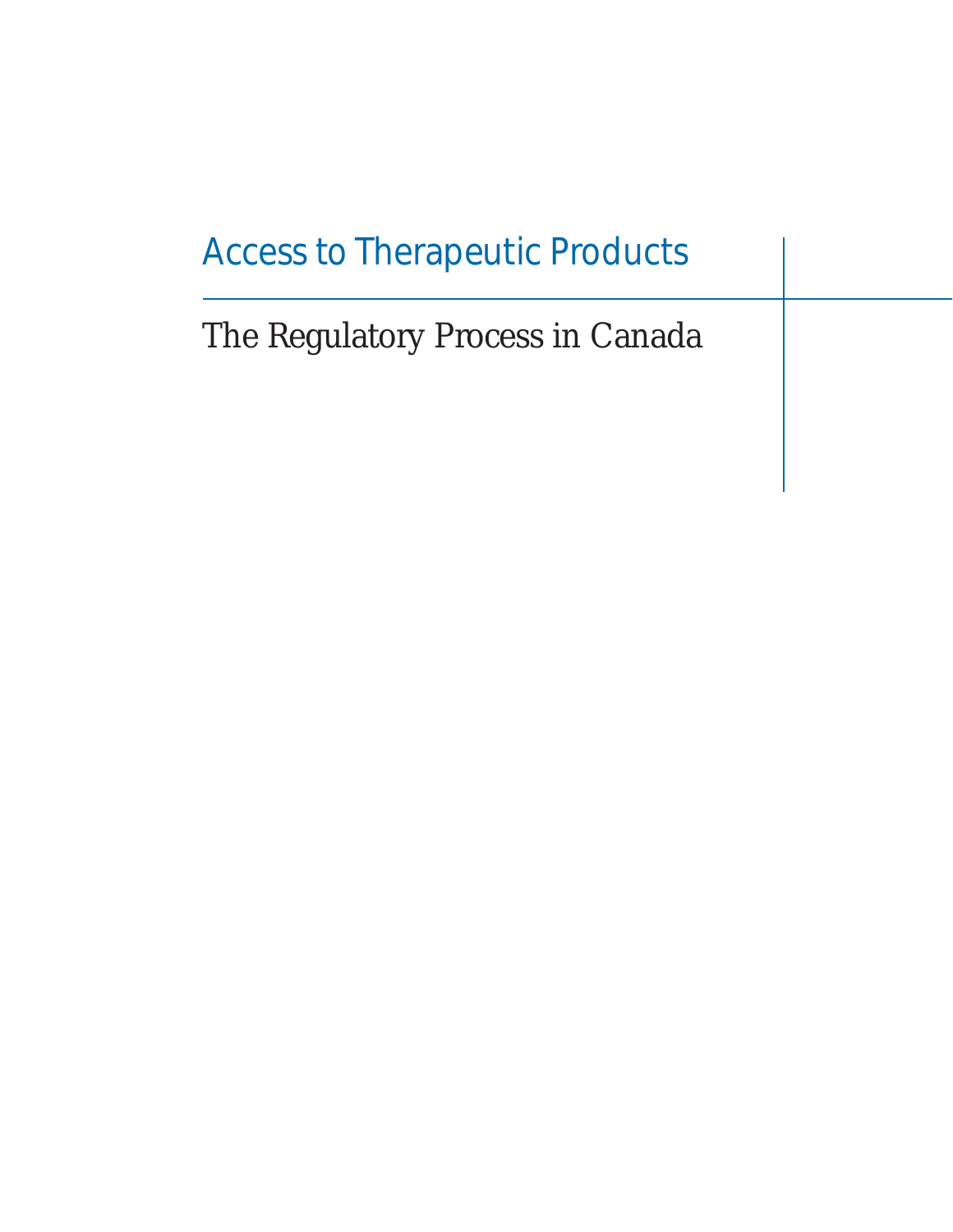# Access to Therapeutic Products

## The Regulatory Process in Canada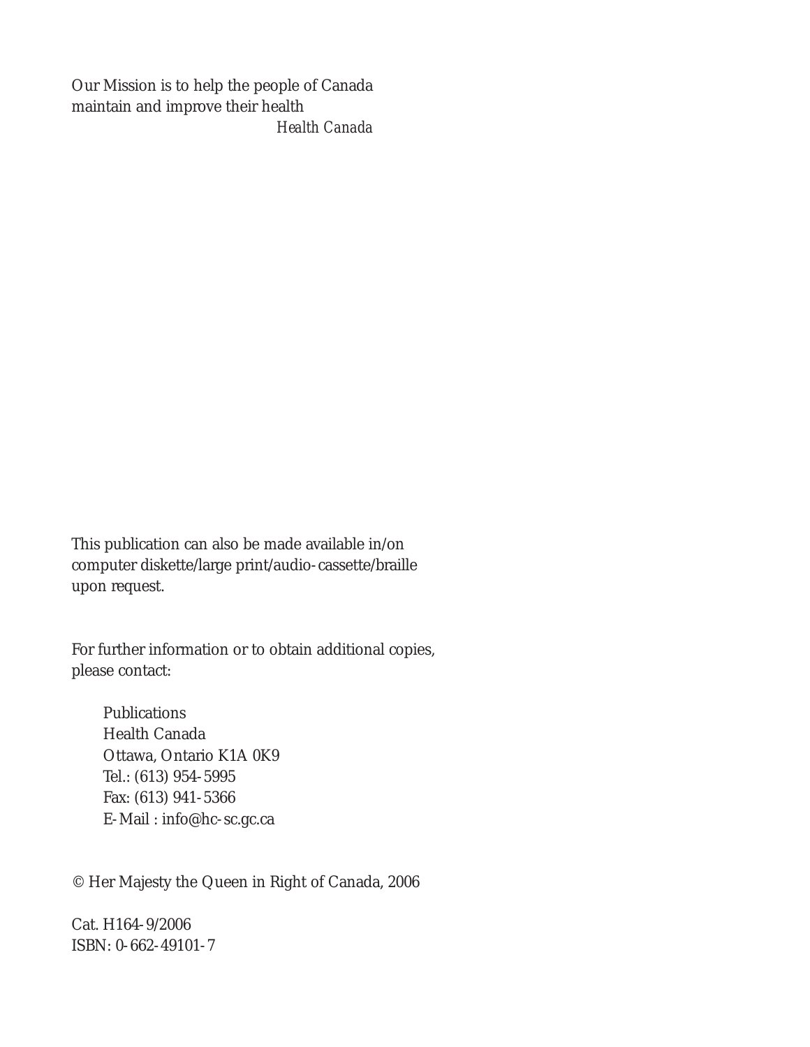Our Mission is to help the people of Canada maintain and improve their health

*Health Canada*

This publication can also be made available in/on computer diskette/large print/audio-cassette/braille upon request.

For further information or to obtain additional copies, please contact:

Publications  
Health Canada  
Ottawa, Ontario K1A 0K9  
Tel.: (613) 954-5995  
Fax: (613) 941-5366  
E-Mail : info@hc-sc.gc.ca

© Her Majesty the Queen in Right of Canada, 2006

Cat. H164-9/2006  
ISBN: 0-662-49101-7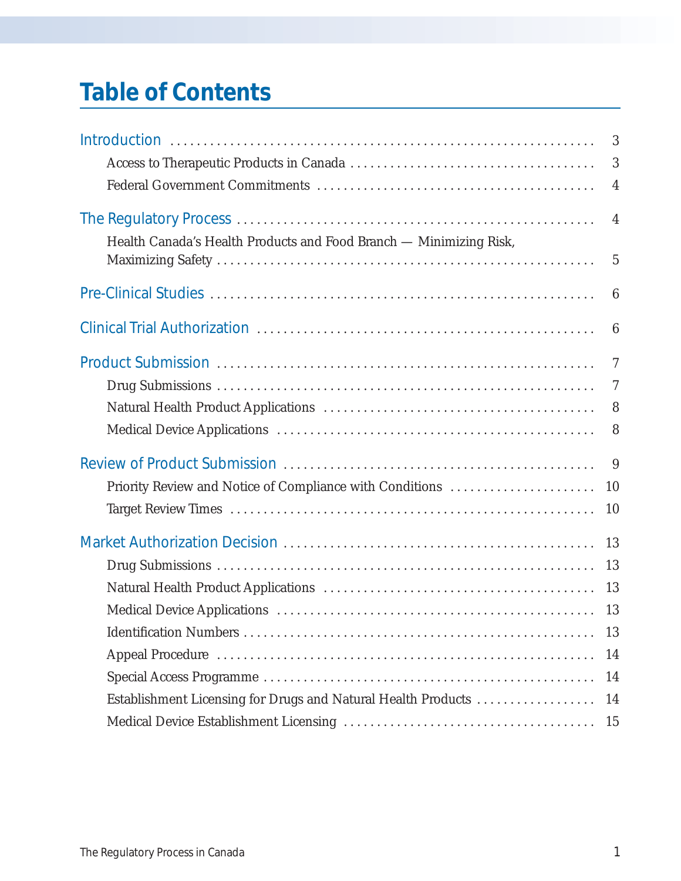# Table of Contents

| | |
|---|---|
| Introduction | 3 |
| Access to Therapeutic Products in Canada | 3 |
| Federal Government Commitments | 4 |
| The Regulatory Process | 4 |
| Health Canada's Health Products and Food Branch — Minimizing Risk, Maximizing Safety | 5 |
| Pre-Clinical Studies | 6 |
| Clinical Trial Authorization | 6 |
| Product Submission | 7 |
| Drug Submissions | 7 |
| Natural Health Product Applications | 8 |
| Medical Device Applications | 8 |
| Review of Product Submission | 9 |
| Priority Review and Notice of Compliance with Conditions | 10 |
| Target Review Times | 10 |
| Market Authorization Decision | 13 |
| Drug Submissions | 13 |
| Natural Health Product Applications | 13 |
| Medical Device Applications | 13 |
| Identification Numbers | 13 |
| Appeal Procedure | 14 |
| Special Access Programme | 14 |
| Establishment Licensing for Drugs and Natural Health Products | 14 |
| Medical Device Establishment Licensing | 15 |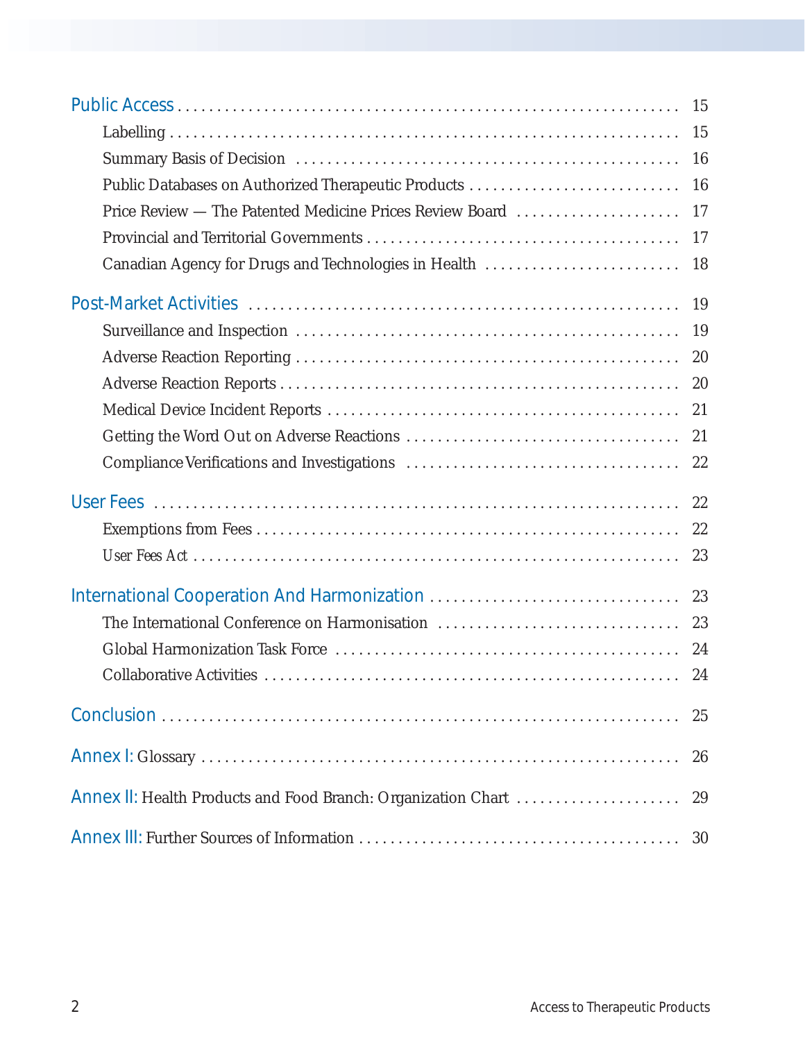Public Access ..... 15

- Labelling ..... 15
- Summary Basis of Decision ..... 16
- Public Databases on Authorized Therapeutic Products ..... 16
- Price Review — The Patented Medicine Prices Review Board ..... 17
- Provincial and Territorial Governments ..... 17
- Canadian Agency for Drugs and Technologies in Health ..... 18

Post-Market Activities ..... 19

- Surveillance and Inspection ..... 19
- Adverse Reaction Reporting ..... 20
- Adverse Reaction Reports ..... 20
- Medical Device Incident Reports ..... 21
- Getting the Word Out on Adverse Reactions ..... 21
- Compliance Verifications and Investigations ..... 22

User Fees ..... 22

- Exemptions from Fees ..... 22
- *User Fees Act* ..... 23

International Cooperation And Harmonization ..... 23

- The International Conference on Harmonisation ..... 23
- Global Harmonization Task Force ..... 24
- Collaborative Activities ..... 24

Conclusion ..... 25

Annex I: Glossary ..... 26

Annex II: Health Products and Food Branch: Organization Chart ..... 29

Annex III: Further Sources of Information ..... 30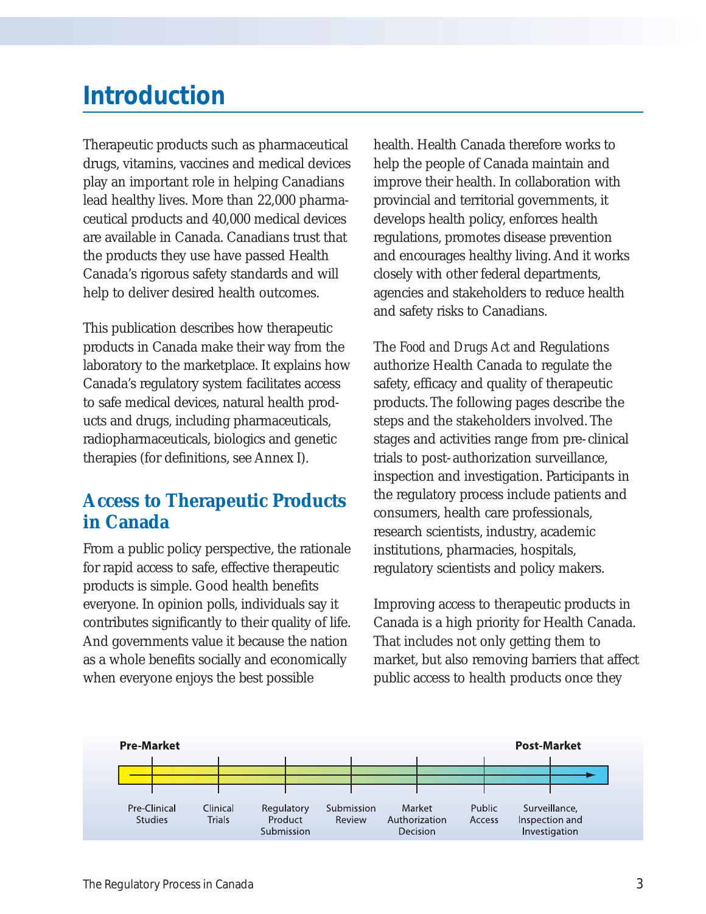# Introduction

Therapeutic products such as pharmaceutical drugs, vitamins, vaccines and medical devices play an important role in helping Canadians lead healthy lives. More than 22,000 pharmaceutical products and 40,000 medical devices are available in Canada. Canadians trust that the products they use have passed Health Canada's rigorous safety standards and will help to deliver desired health outcomes.

This publication describes how therapeutic products in Canada make their way from the laboratory to the marketplace. It explains how Canada's regulatory system facilitates access to safe medical devices, natural health products and drugs, including pharmaceuticals, radiopharmaceuticals, biologics and genetic therapies (for definitions, see Annex I).

## Access to Therapeutic Products in Canada

From a public policy perspective, the rationale for rapid access to safe, effective therapeutic products is simple. Good health benefits everyone. In opinion polls, individuals say it contributes significantly to their quality of life. And governments value it because the nation as a whole benefits socially and economically when everyone enjoys the best possible health. Health Canada therefore works to help the people of Canada maintain and improve their health. In collaboration with provincial and territorial governments, it develops health policy, enforces health regulations, promotes disease prevention and encourages healthy living. And it works closely with other federal departments, agencies and stakeholders to reduce health and safety risks to Canadians.

The *Food and Drugs Act* and Regulations authorize Health Canada to regulate the safety, efficacy and quality of therapeutic products. The following pages describe the steps and the stakeholders involved. The stages and activities range from pre-clinical trials to post-authorization surveillance, inspection and investigation. Participants in the regulatory process include patients and consumers, health care professionals, research scientists, industry, academic institutions, pharmacies, hospitals, regulatory scientists and policy makers.

Improving access to therapeutic products in Canada is a high priority for Health Canada. That includes not only getting them to market, but also removing barriers that affect public access to health products once they

**Pre-Market** → **Post-Market**

Pre-Clinical Studies → Clinical Trials → Regulatory Product Submission → Submission Review → Market Authorization Decision → Public Access → Surveillance, Inspection and Investigation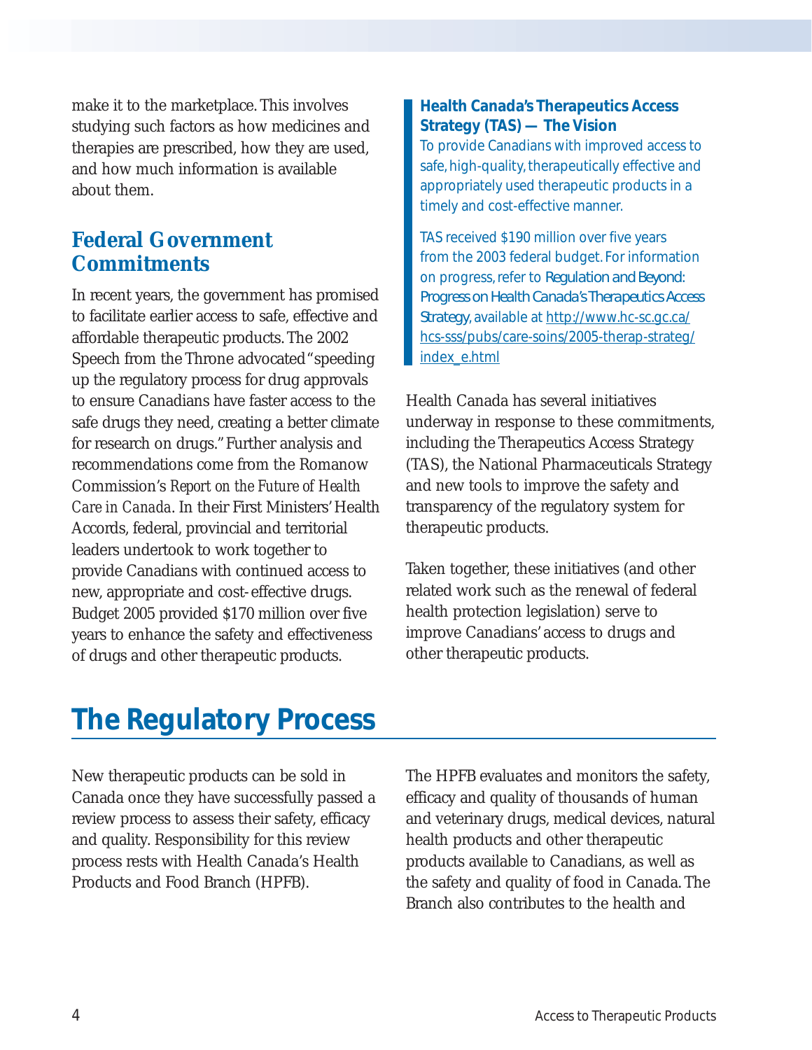make it to the marketplace. This involves studying such factors as how medicines and therapies are prescribed, how they are used, and how much information is available about them.

## Federal Government Commitments

In recent years, the government has promised to facilitate earlier access to safe, effective and affordable therapeutic products. The 2002 Speech from the Throne advocated "speeding up the regulatory process for drug approvals to ensure Canadians have faster access to the safe drugs they need, creating a better climate for research on drugs." Further analysis and recommendations come from the Romanow Commission's *Report on the Future of Health Care in Canada*. In their First Ministers' Health Accords, federal, provincial and territorial leaders undertook to work together to provide Canadians with continued access to new, appropriate and cost-effective drugs. Budget 2005 provided $170 million over five years to enhance the safety and effectiveness of drugs and other therapeutic products.

> **Health Canada's Therapeutics Access Strategy (TAS) — The Vision**
>
> To provide Canadians with improved access to safe, high-quality, therapeutically effective and appropriately used therapeutic products in a timely and cost-effective manner.
>
> TAS received $190 million over five years from the 2003 federal budget. For information on progress, refer to *Regulation and Beyond: Progress on Health Canada's Therapeutics Access Strategy*, available at http://www.hc-sc.gc.ca/hcs-sss/pubs/care-soins/2005-therap-strateg/index_e.html

Health Canada has several initiatives underway in response to these commitments, including the Therapeutics Access Strategy (TAS), the National Pharmaceuticals Strategy and new tools to improve the safety and transparency of the regulatory system for therapeutic products.

Taken together, these initiatives (and other related work such as the renewal of federal health protection legislation) serve to improve Canadians' access to drugs and other therapeutic products.

# The Regulatory Process

New therapeutic products can be sold in Canada once they have successfully passed a review process to assess their safety, efficacy and quality. Responsibility for this review process rests with Health Canada's Health Products and Food Branch (HPFB).

The HPFB evaluates and monitors the safety, efficacy and quality of thousands of human and veterinary drugs, medical devices, natural health products and other therapeutic products available to Canadians, as well as the safety and quality of food in Canada. The Branch also contributes to the health and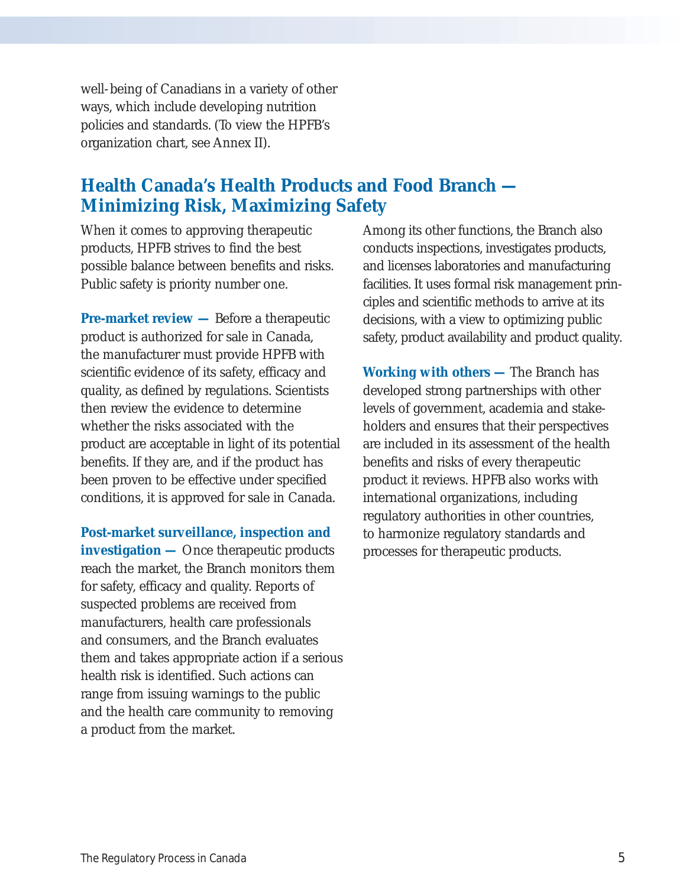well-being of Canadians in a variety of other ways, which include developing nutrition policies and standards. (To view the HPFB's organization chart, see Annex II).

## Health Canada's Health Products and Food Branch — Minimizing Risk, Maximizing Safety

When it comes to approving therapeutic products, HPFB strives to find the best possible balance between benefits and risks. Public safety is priority number one.

**Pre-market review —** Before a therapeutic product is authorized for sale in Canada, the manufacturer must provide HPFB with scientific evidence of its safety, efficacy and quality, as defined by regulations. Scientists then review the evidence to determine whether the risks associated with the product are acceptable in light of its potential benefits. If they are, and if the product has been proven to be effective under specified conditions, it is approved for sale in Canada.

**Post-market surveillance, inspection and investigation —** Once therapeutic products reach the market, the Branch monitors them for safety, efficacy and quality. Reports of suspected problems are received from manufacturers, health care professionals and consumers, and the Branch evaluates them and takes appropriate action if a serious health risk is identified. Such actions can range from issuing warnings to the public and the health care community to removing a product from the market.

Among its other functions, the Branch also conducts inspections, investigates products, and licenses laboratories and manufacturing facilities. It uses formal risk management principles and scientific methods to arrive at its decisions, with a view to optimizing public safety, product availability and product quality.

**Working with others —** The Branch has developed strong partnerships with other levels of government, academia and stakeholders and ensures that their perspectives are included in its assessment of the health benefits and risks of every therapeutic product it reviews. HPFB also works with international organizations, including regulatory authorities in other countries, to harmonize regulatory standards and processes for therapeutic products.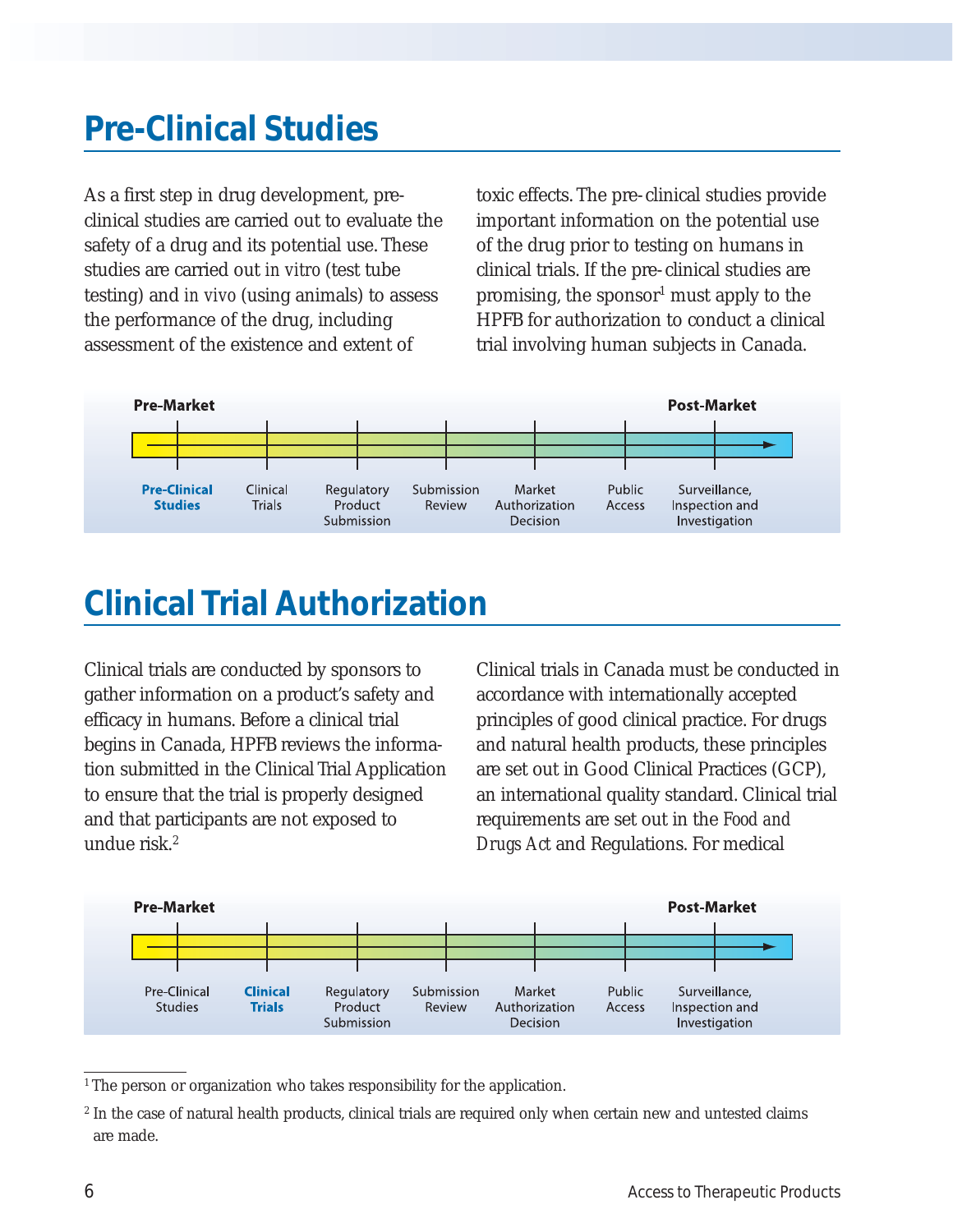# Pre-Clinical Studies

As a first step in drug development, pre-clinical studies are carried out to evaluate the safety of a drug and its potential use. These studies are carried out *in vitro* (test tube testing) and *in vivo* (using animals) to assess the performance of the drug, including assessment of the existence and extent of toxic effects. The pre-clinical studies provide important information on the potential use of the drug prior to testing on humans in clinical trials. If the pre-clinical studies are promising, the sponsor[1] must apply to the HPFB for authorization to conduct a clinical trial involving human subjects in Canada.

**Pre-Market** → **Post-Market**

**Pre-Clinical Studies** | Clinical Trials | Regulatory Product Submission | Submission Review | Market Authorization Decision | Public Access | Surveillance, Inspection and Investigation

# Clinical Trial Authorization

Clinical trials are conducted by sponsors to gather information on a product's safety and efficacy in humans. Before a clinical trial begins in Canada, HPFB reviews the information submitted in the Clinical Trial Application to ensure that the trial is properly designed and that participants are not exposed to undue risk.[2]

Clinical trials in Canada must be conducted in accordance with internationally accepted principles of good clinical practice. For drugs and natural health products, these principles are set out in Good Clinical Practices (GCP), an international quality standard. Clinical trial requirements are set out in the *Food and Drugs Act* and Regulations. For medical

**Pre-Market** → **Post-Market**

Pre-Clinical Studies | **Clinical Trials** | Regulatory Product Submission | Submission Review | Market Authorization Decision | Public Access | Surveillance, Inspection and Investigation

---

[1] The person or organization who takes responsibility for the application.

[2] In the case of natural health products, clinical trials are required only when certain new and untested claims are made.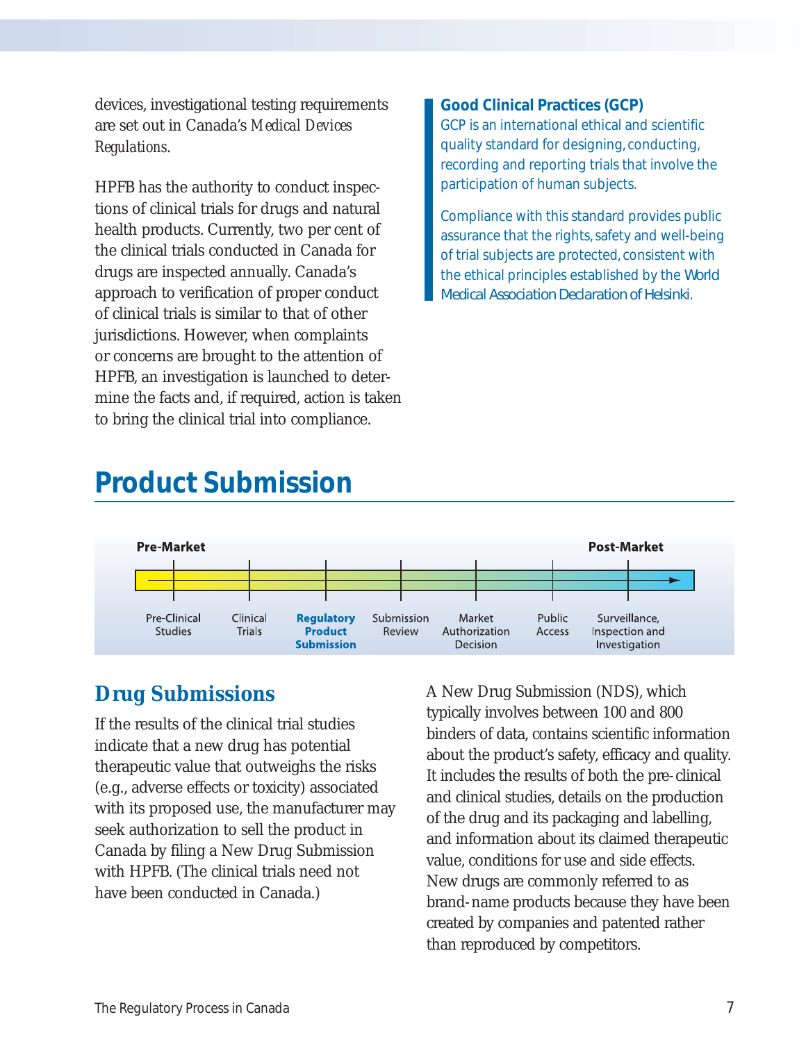devices, investigational testing requirements are set out in Canada's *Medical Devices Regulations*.

HPFB has the authority to conduct inspections of clinical trials for drugs and natural health products. Currently, two per cent of the clinical trials conducted in Canada for drugs are inspected annually. Canada's approach to verification of proper conduct of clinical trials is similar to that of other jurisdictions. However, when complaints or concerns are brought to the attention of HPFB, an investigation is launched to determine the facts and, if required, action is taken to bring the clinical trial into compliance.

**Good Clinical Practices (GCP)**

GCP is an international ethical and scientific quality standard for designing, conducting, recording and reporting trials that involve the participation of human subjects.

Compliance with this standard provides public assurance that the rights, safety and well-being of trial subjects are protected, consistent with the ethical principles established by the World Medical Association Declaration of Helsinki.

# Product Submission

Pre-Market → Post-Market: Pre-Clinical Studies | Clinical Trials | **Regulatory Product Submission** | Submission Review | Market Authorization Decision | Public Access | Surveillance, Inspection and Investigation

## Drug Submissions

If the results of the clinical trial studies indicate that a new drug has potential therapeutic value that outweighs the risks (e.g., adverse effects or toxicity) associated with its proposed use, the manufacturer may seek authorization to sell the product in Canada by filing a New Drug Submission with HPFB. (The clinical trials need not have been conducted in Canada.)

A New Drug Submission (NDS), which typically involves between 100 and 800 binders of data, contains scientific information about the product's safety, efficacy and quality. It includes the results of both the pre-clinical and clinical studies, details on the production of the drug and its packaging and labelling, and information about its claimed therapeutic value, conditions for use and side effects. New drugs are commonly referred to as brand-name products because they have been created by companies and patented rather than reproduced by competitors.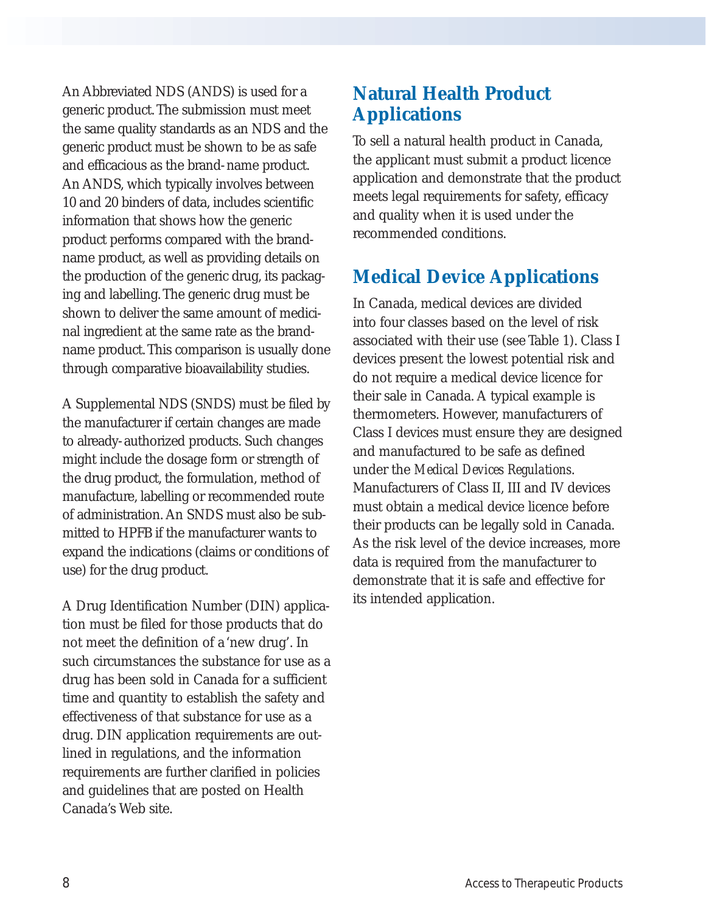An Abbreviated NDS (ANDS) is used for a generic product. The submission must meet the same quality standards as an NDS and the generic product must be shown to be as safe and efficacious as the brand-name product. An ANDS, which typically involves between 10 and 20 binders of data, includes scientific information that shows how the generic product performs compared with the brand-name product, as well as providing details on the production of the generic drug, its packaging and labelling. The generic drug must be shown to deliver the same amount of medicinal ingredient at the same rate as the brand-name product. This comparison is usually done through comparative bioavailability studies.

A Supplemental NDS (SNDS) must be filed by the manufacturer if certain changes are made to already-authorized products. Such changes might include the dosage form or strength of the drug product, the formulation, method of manufacture, labelling or recommended route of administration. An SNDS must also be submitted to HPFB if the manufacturer wants to expand the indications (claims or conditions of use) for the drug product.

A Drug Identification Number (DIN) application must be filed for those products that do not meet the definition of a 'new drug'. In such circumstances the substance for use as a drug has been sold in Canada for a sufficient time and quantity to establish the safety and effectiveness of that substance for use as a drug. DIN application requirements are outlined in regulations, and the information requirements are further clarified in policies and guidelines that are posted on Health Canada's Web site.

## Natural Health Product Applications

To sell a natural health product in Canada, the applicant must submit a product licence application and demonstrate that the product meets legal requirements for safety, efficacy and quality when it is used under the recommended conditions.

## Medical Device Applications

In Canada, medical devices are divided into four classes based on the level of risk associated with their use (see Table 1). Class I devices present the lowest potential risk and do not require a medical device licence for their sale in Canada. A typical example is thermometers. However, manufacturers of Class I devices must ensure they are designed and manufactured to be safe as defined under the *Medical Devices Regulations*. Manufacturers of Class II, III and IV devices must obtain a medical device licence before their products can be legally sold in Canada. As the risk level of the device increases, more data is required from the manufacturer to demonstrate that it is safe and effective for its intended application.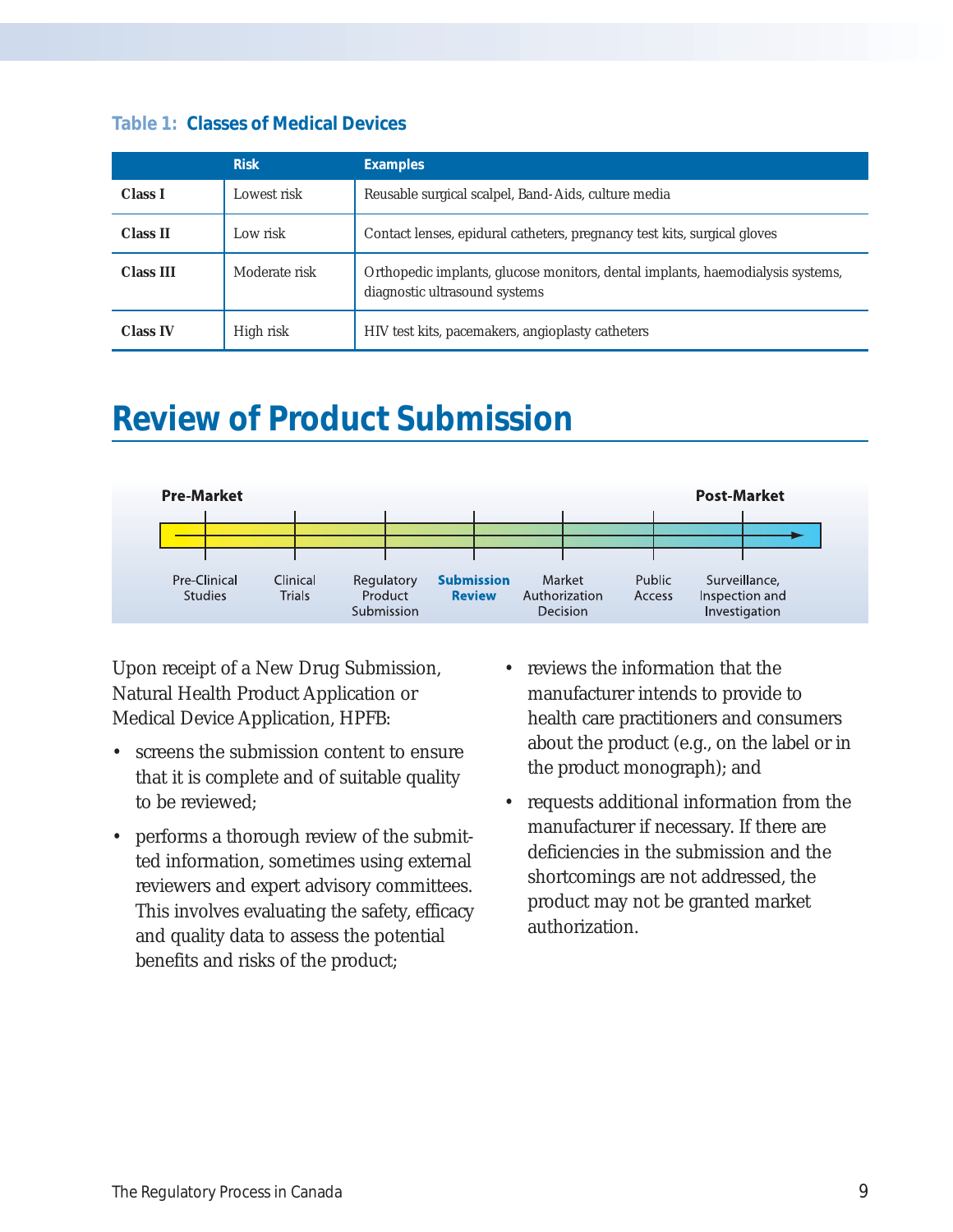**Table 1: Classes of Medical Devices**

| | Risk | Examples |
|---|---|---|
| **Class I** | Lowest risk | Reusable surgical scalpel, Band-Aids, culture media |
| **Class II** | Low risk | Contact lenses, epidural catheters, pregnancy test kits, surgical gloves |
| **Class III** | Moderate risk | Orthopedic implants, glucose monitors, dental implants, haemodialysis systems, diagnostic ultrasound systems |
| **Class IV** | High risk | HIV test kits, pacemakers, angioplasty catheters |

# Review of Product Submission

Pre-Market → Post-Market: Pre-Clinical Studies | Clinical Trials | Regulatory Product Submission | **Submission Review** | Market Authorization Decision | Public Access | Surveillance, Inspection and Investigation

Upon receipt of a New Drug Submission, Natural Health Product Application or Medical Device Application, HPFB:

- screens the submission content to ensure that it is complete and of suitable quality to be reviewed;
- performs a thorough review of the submitted information, sometimes using external reviewers and expert advisory committees. This involves evaluating the safety, efficacy and quality data to assess the potential benefits and risks of the product;
- reviews the information that the manufacturer intends to provide to health care practitioners and consumers about the product (e.g., on the label or in the product monograph); and
- requests additional information from the manufacturer if necessary. If there are deficiencies in the submission and the shortcomings are not addressed, the product may not be granted market authorization.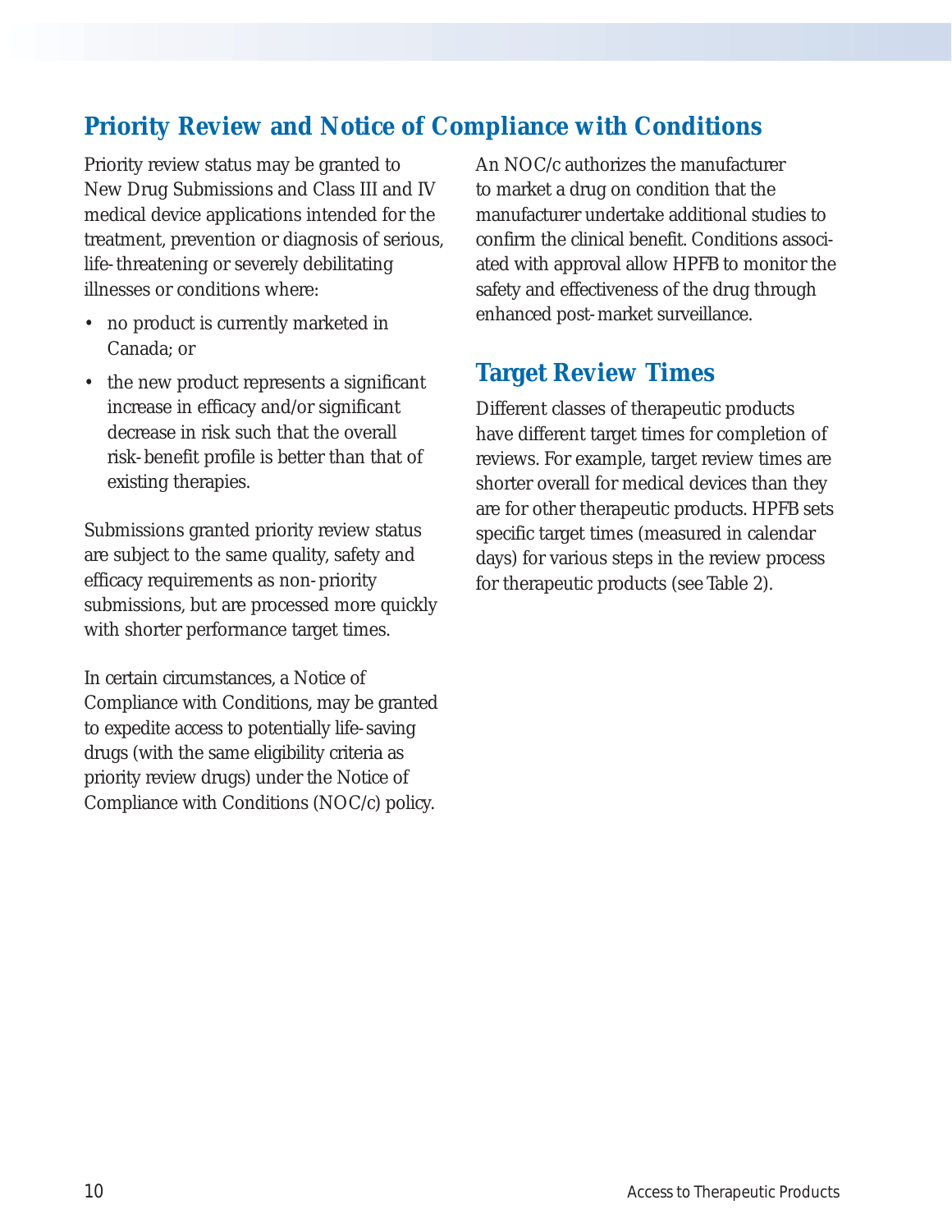## Priority Review and Notice of Compliance with Conditions

Priority review status may be granted to New Drug Submissions and Class III and IV medical device applications intended for the treatment, prevention or diagnosis of serious, life-threatening or severely debilitating illnesses or conditions where:

- no product is currently marketed in Canada; or
- the new product represents a significant increase in efficacy and/or significant decrease in risk such that the overall risk-benefit profile is better than that of existing therapies.

Submissions granted priority review status are subject to the same quality, safety and efficacy requirements as non-priority submissions, but are processed more quickly with shorter performance target times.

In certain circumstances, a Notice of Compliance with Conditions, may be granted to expedite access to potentially life-saving drugs (with the same eligibility criteria as priority review drugs) under the Notice of Compliance with Conditions (NOC/c) policy.

An NOC/c authorizes the manufacturer to market a drug on condition that the manufacturer undertake additional studies to confirm the clinical benefit. Conditions associated with approval allow HPFB to monitor the safety and effectiveness of the drug through enhanced post-market surveillance.

## Target Review Times

Different classes of therapeutic products have different target times for completion of reviews. For example, target review times are shorter overall for medical devices than they are for other therapeutic products. HPFB sets specific target times (measured in calendar days) for various steps in the review process for therapeutic products (see Table 2).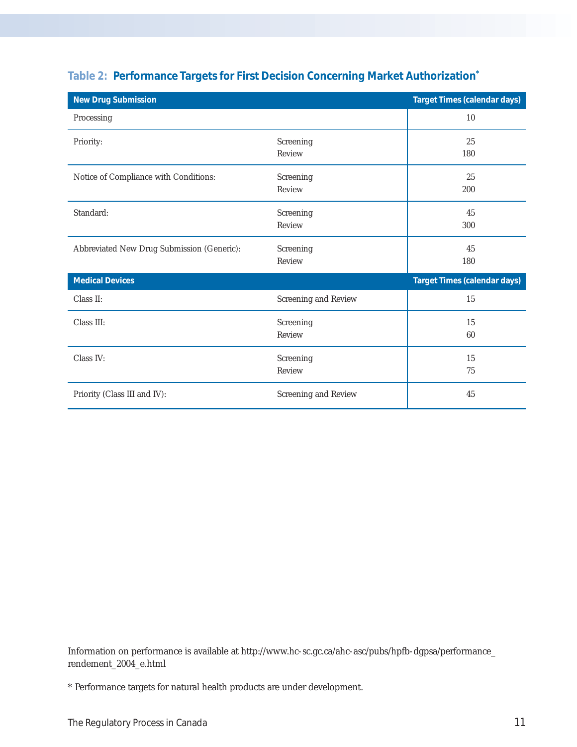### Table 2: Performance Targets for First Decision Concerning Market Authorization*

| New Drug Submission | | Target Times (calendar days) |
|---|---|---|
| Processing | | 10 |
| Priority: | Screening | 25 |
| | Review | 180 |
| Notice of Compliance with Conditions: | Screening | 25 |
| | Review | 200 |
| Standard: | Screening | 45 |
| | Review | 300 |
| Abbreviated New Drug Submission (Generic): | Screening | 45 |
| | Review | 180 |
| **Medical Devices** | | **Target Times (calendar days)** |
| Class II: | Screening and Review | 15 |
| Class III: | Screening | 15 |
| | Review | 60 |
| Class IV: | Screening | 15 |
| | Review | 75 |
| Priority (Class III and IV): | Screening and Review | 45 |

Information on performance is available at http://www.hc-sc.gc.ca/ahc-asc/pubs/hpfb-dgpsa/performance_rendement_2004_e.html

* Performance targets for natural health products are under development.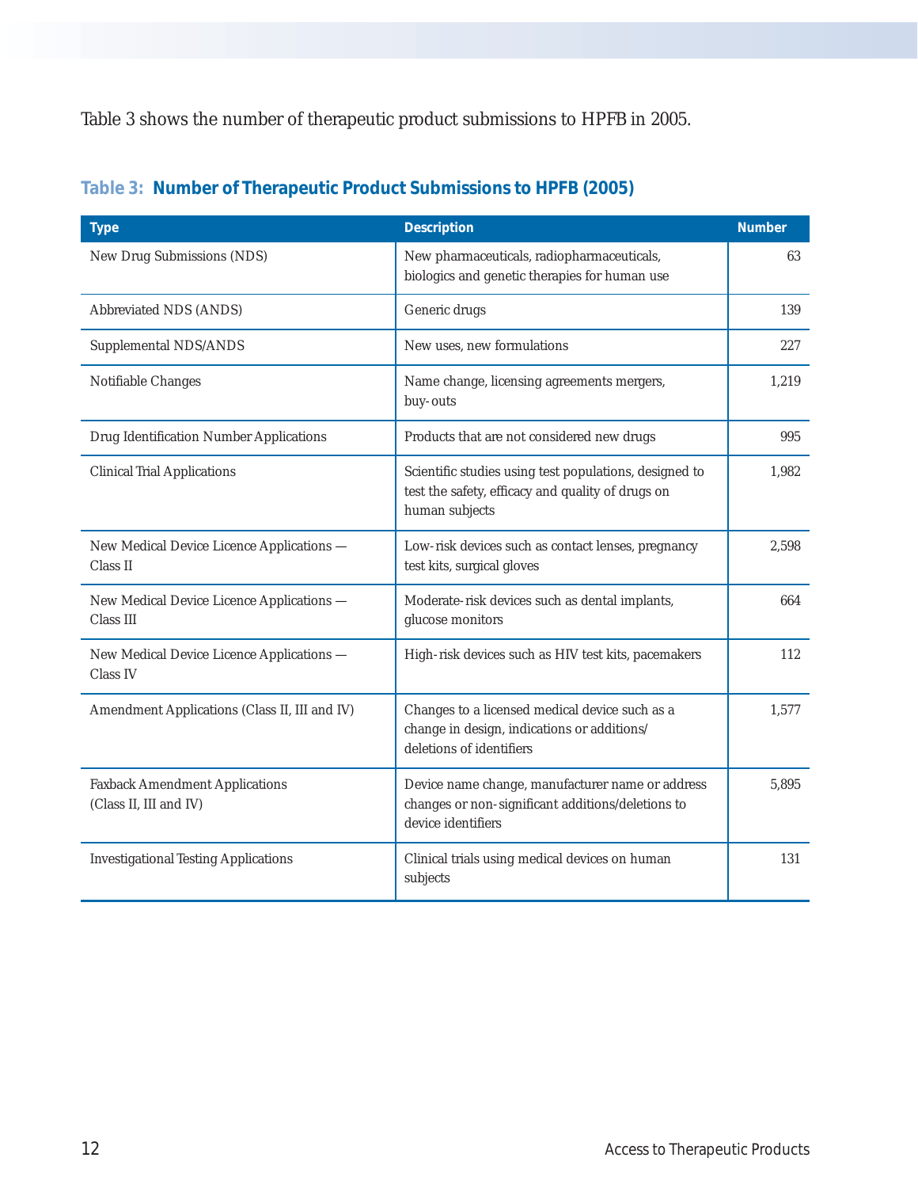Table 3 shows the number of therapeutic product submissions to HPFB in 2005.

**Table 3: Number of Therapeutic Product Submissions to HPFB (2005)**

| Type | Description | Number |
|---|---|---|
| New Drug Submissions (NDS) | New pharmaceuticals, radiopharmaceuticals, biologics and genetic therapies for human use | 63 |
| Abbreviated NDS (ANDS) | Generic drugs | 139 |
| Supplemental NDS/ANDS | New uses, new formulations | 227 |
| Notifiable Changes | Name change, licensing agreements mergers, buy-outs | 1,219 |
| Drug Identification Number Applications | Products that are not considered new drugs | 995 |
| Clinical Trial Applications | Scientific studies using test populations, designed to test the safety, efficacy and quality of drugs on human subjects | 1,982 |
| New Medical Device Licence Applications — Class II | Low-risk devices such as contact lenses, pregnancy test kits, surgical gloves | 2,598 |
| New Medical Device Licence Applications — Class III | Moderate-risk devices such as dental implants, glucose monitors | 664 |
| New Medical Device Licence Applications — Class IV | High-risk devices such as HIV test kits, pacemakers | 112 |
| Amendment Applications (Class II, III and IV) | Changes to a licensed medical device such as a change in design, indications or additions/deletions of identifiers | 1,577 |
| Faxback Amendment Applications (Class II, III and IV) | Device name change, manufacturer name or address changes or non-significant additions/deletions to device identifiers | 5,895 |
| Investigational Testing Applications | Clinical trials using medical devices on human subjects | 131 |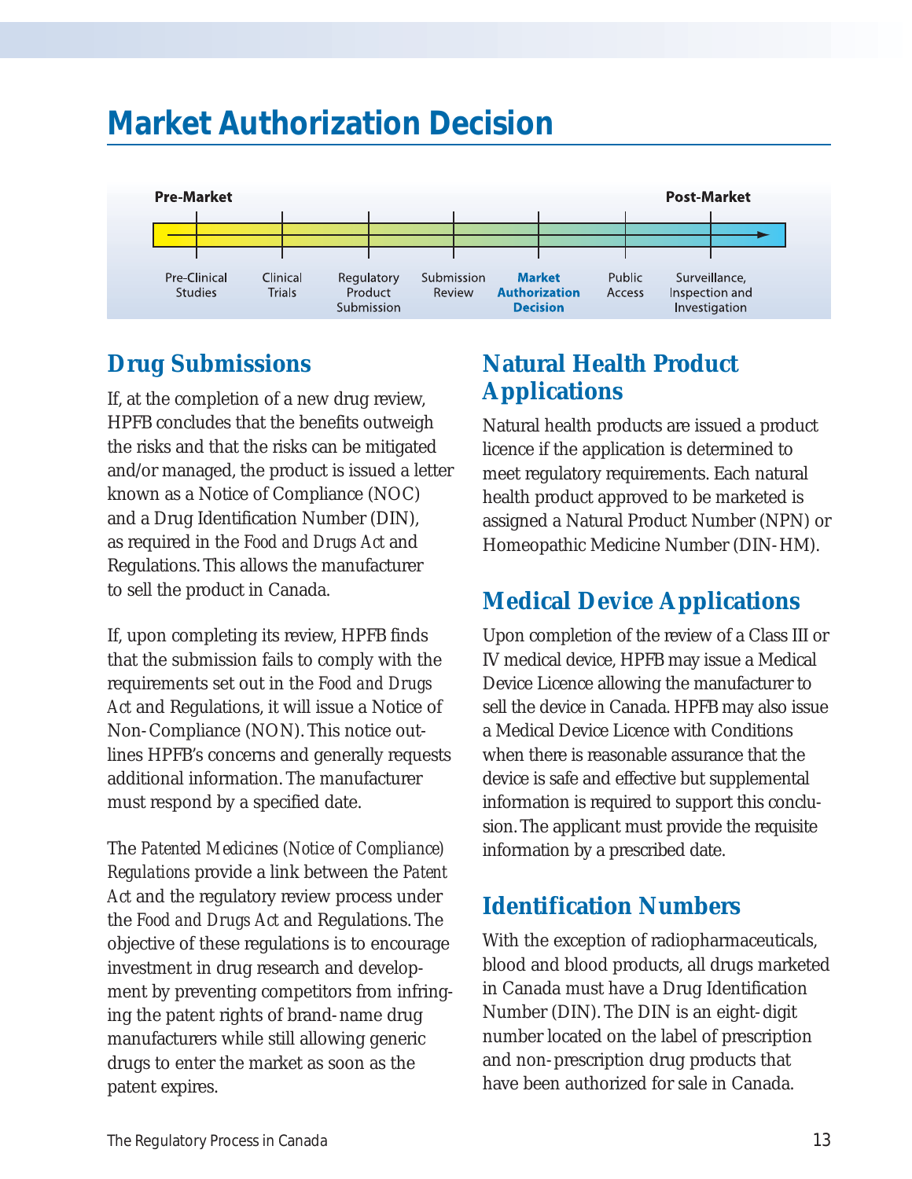# Market Authorization Decision

Pre-Market → Post-Market: Pre-Clinical Studies | Clinical Trials | Regulatory Product Submission | Submission Review | **Market Authorization Decision** | Public Access | Surveillance, Inspection and Investigation

## Drug Submissions

If, at the completion of a new drug review, HPFB concludes that the benefits outweigh the risks and that the risks can be mitigated and/or managed, the product is issued a letter known as a Notice of Compliance (NOC) and a Drug Identification Number (DIN), as required in the *Food and Drugs Act* and Regulations. This allows the manufacturer to sell the product in Canada.

If, upon completing its review, HPFB finds that the submission fails to comply with the requirements set out in the *Food and Drugs Act* and Regulations, it will issue a Notice of Non-Compliance (NON). This notice outlines HPFB's concerns and generally requests additional information. The manufacturer must respond by a specified date.

The *Patented Medicines (Notice of Compliance) Regulations* provide a link between the *Patent Act* and the regulatory review process under the *Food and Drugs Act* and Regulations. The objective of these regulations is to encourage investment in drug research and development by preventing competitors from infringing the patent rights of brand-name drug manufacturers while still allowing generic drugs to enter the market as soon as the patent expires.

## Natural Health Product Applications

Natural health products are issued a product licence if the application is determined to meet regulatory requirements. Each natural health product approved to be marketed is assigned a Natural Product Number (NPN) or Homeopathic Medicine Number (DIN-HM).

## Medical Device Applications

Upon completion of the review of a Class III or IV medical device, HPFB may issue a Medical Device Licence allowing the manufacturer to sell the device in Canada. HPFB may also issue a Medical Device Licence with Conditions when there is reasonable assurance that the device is safe and effective but supplemental information is required to support this conclusion. The applicant must provide the requisite information by a prescribed date.

## Identification Numbers

With the exception of radiopharmaceuticals, blood and blood products, all drugs marketed in Canada must have a Drug Identification Number (DIN). The DIN is an eight-digit number located on the label of prescription and non-prescription drug products that have been authorized for sale in Canada.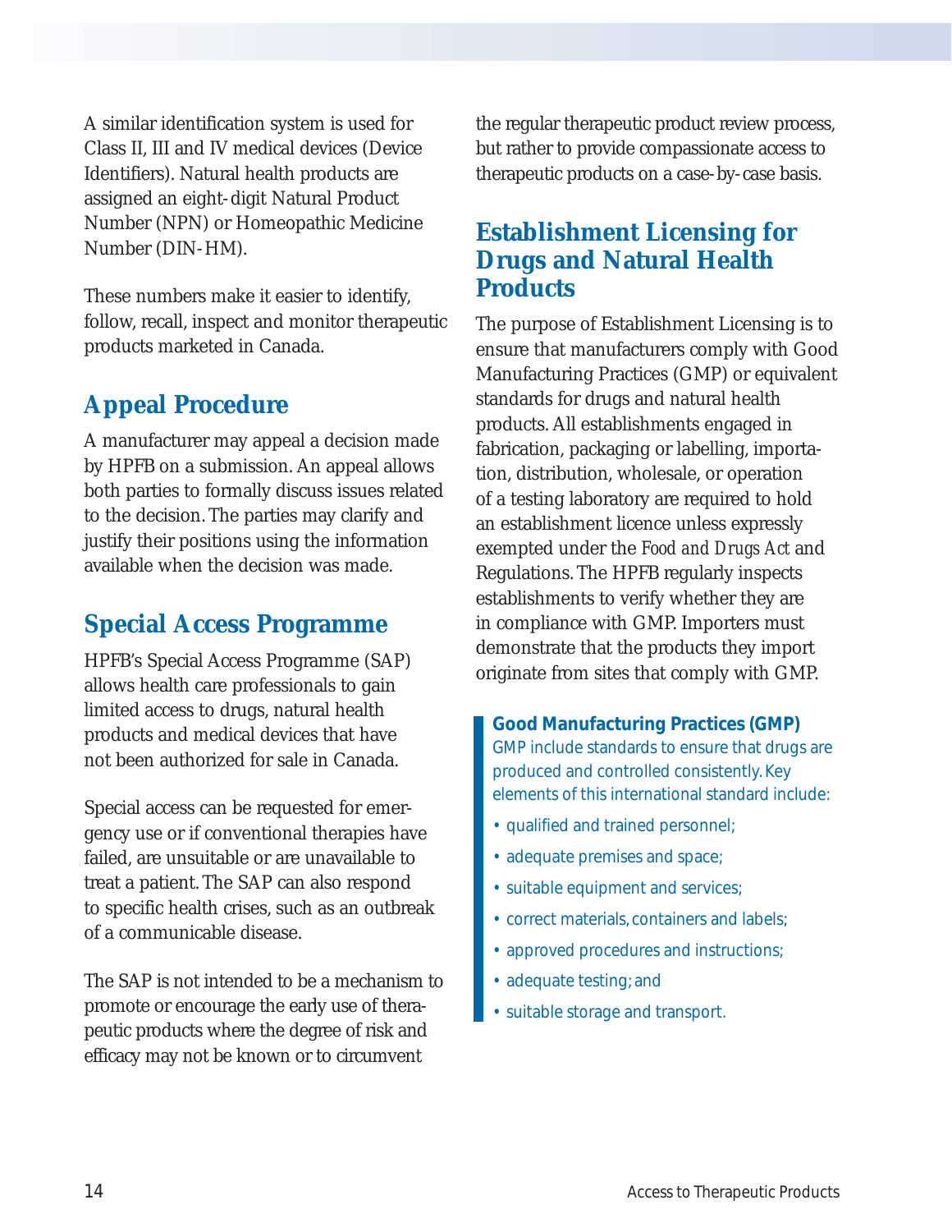A similar identification system is used for Class II, III and IV medical devices (Device Identifiers). Natural health products are assigned an eight-digit Natural Product Number (NPN) or Homeopathic Medicine Number (DIN-HM).

These numbers make it easier to identify, follow, recall, inspect and monitor therapeutic products marketed in Canada.

## Appeal Procedure

A manufacturer may appeal a decision made by HPFB on a submission. An appeal allows both parties to formally discuss issues related to the decision. The parties may clarify and justify their positions using the information available when the decision was made.

## Special Access Programme

HPFB's Special Access Programme (SAP) allows health care professionals to gain limited access to drugs, natural health products and medical devices that have not been authorized for sale in Canada.

Special access can be requested for emergency use or if conventional therapies have failed, are unsuitable or are unavailable to treat a patient. The SAP can also respond to specific health crises, such as an outbreak of a communicable disease.

The SAP is not intended to be a mechanism to promote or encourage the early use of therapeutic products where the degree of risk and efficacy may not be known or to circumvent the regular therapeutic product review process, but rather to provide compassionate access to therapeutic products on a case-by-case basis.

## Establishment Licensing for Drugs and Natural Health Products

The purpose of Establishment Licensing is to ensure that manufacturers comply with Good Manufacturing Practices (GMP) or equivalent standards for drugs and natural health products. All establishments engaged in fabrication, packaging or labelling, importation, distribution, wholesale, or operation of a testing laboratory are required to hold an establishment licence unless expressly exempted under the *Food and Drugs Act* and Regulations. The HPFB regularly inspects establishments to verify whether they are in compliance with GMP. Importers must demonstrate that the products they import originate from sites that comply with GMP.

**Good Manufacturing Practices (GMP)**

GMP include standards to ensure that drugs are produced and controlled consistently. Key elements of this international standard include:

- qualified and trained personnel;
- adequate premises and space;
- suitable equipment and services;
- correct materials, containers and labels;
- approved procedures and instructions;
- adequate testing; and
- suitable storage and transport.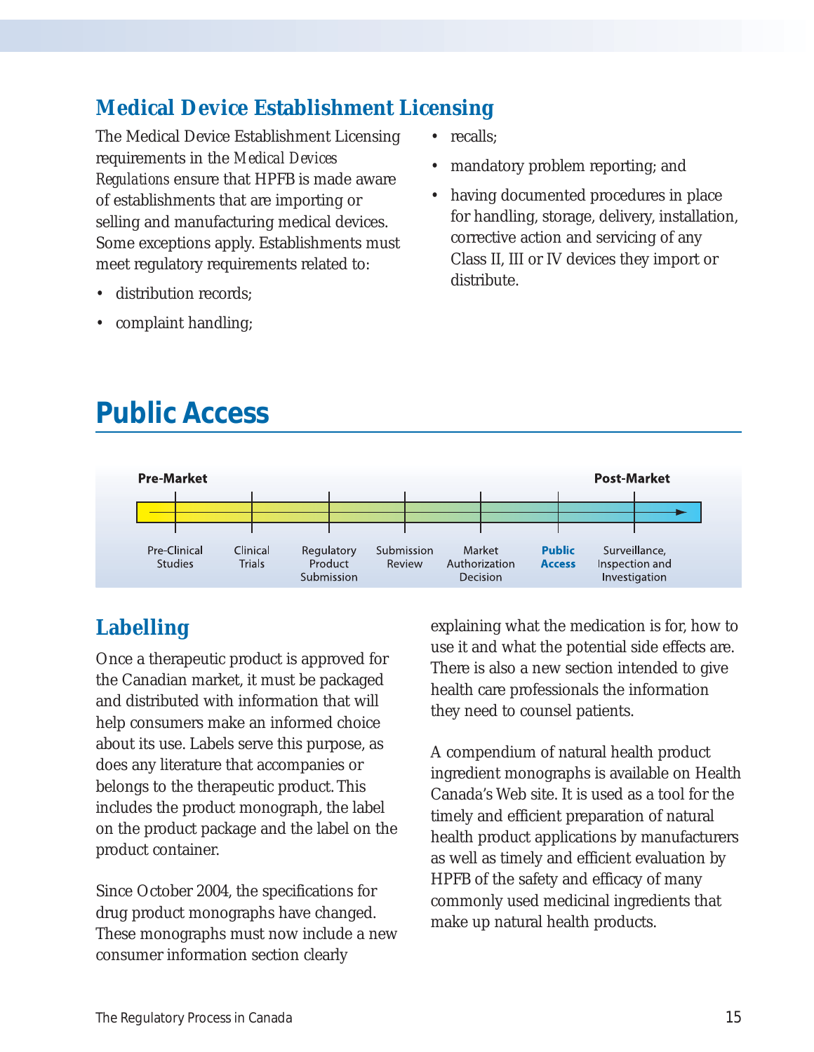## Medical Device Establishment Licensing

The Medical Device Establishment Licensing requirements in the *Medical Devices Regulations* ensure that HPFB is made aware of establishments that are importing or selling and manufacturing medical devices. Some exceptions apply. Establishments must meet regulatory requirements related to:

- distribution records;
- complaint handling;
- recalls;
- mandatory problem reporting; and
- having documented procedures in place for handling, storage, delivery, installation, corrective action and servicing of any Class II, III or IV devices they import or distribute.

# Public Access

Pre-Market → Post-Market: Pre-Clinical Studies | Clinical Trials | Regulatory Product Submission | Submission Review | Market Authorization Decision | **Public Access** | Surveillance, Inspection and Investigation

## Labelling

Once a therapeutic product is approved for the Canadian market, it must be packaged and distributed with information that will help consumers make an informed choice about its use. Labels serve this purpose, as does any literature that accompanies or belongs to the therapeutic product. This includes the product monograph, the label on the product package and the label on the product container.

Since October 2004, the specifications for drug product monographs have changed. These monographs must now include a new consumer information section clearly explaining what the medication is for, how to use it and what the potential side effects are. There is also a new section intended to give health care professionals the information they need to counsel patients.

A compendium of natural health product ingredient monographs is available on Health Canada's Web site. It is used as a tool for the timely and efficient preparation of natural health product applications by manufacturers as well as timely and efficient evaluation by HPFB of the safety and efficacy of many commonly used medicinal ingredients that make up natural health products.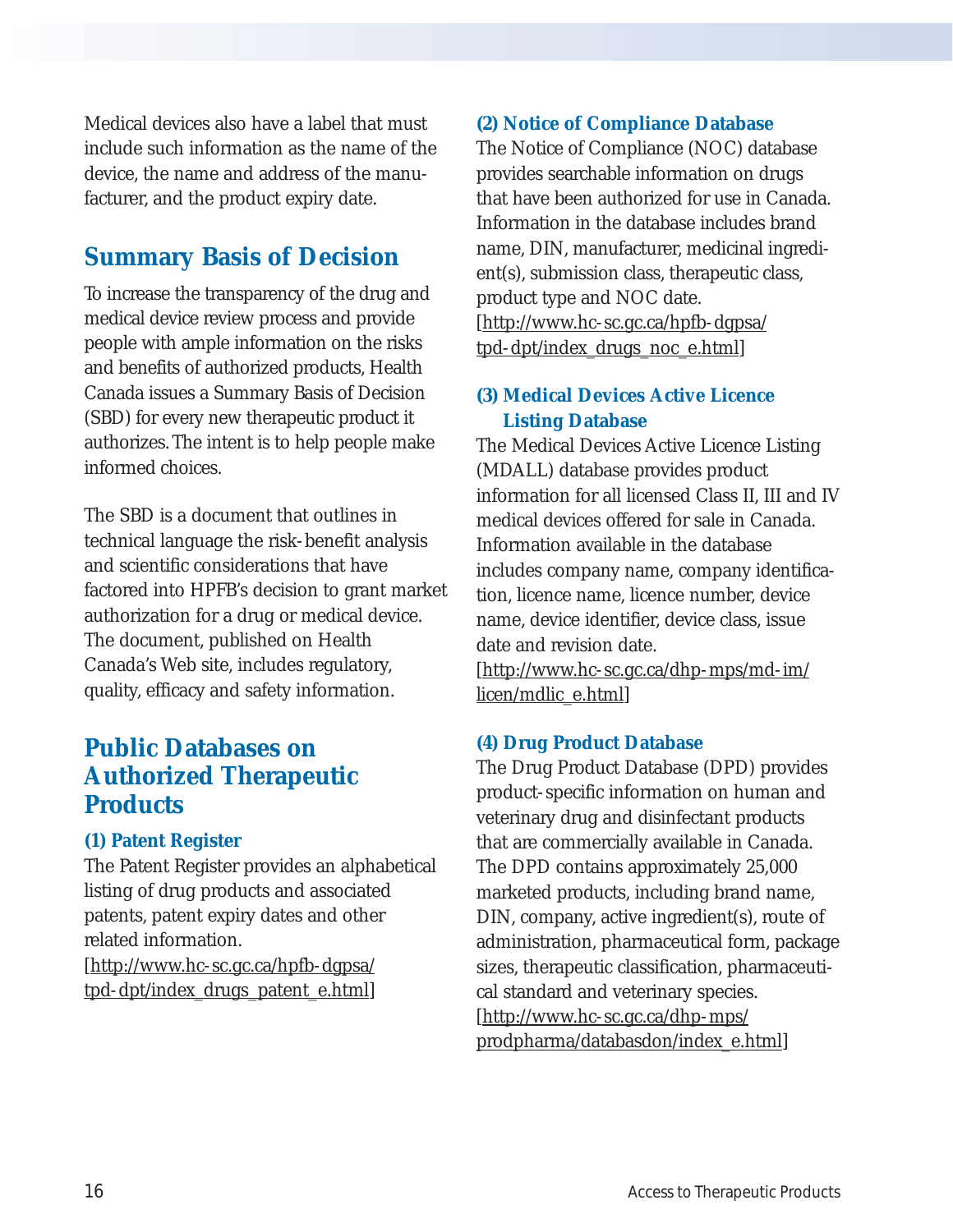Medical devices also have a label that must include such information as the name of the device, the name and address of the manufacturer, and the product expiry date.

## Summary Basis of Decision

To increase the transparency of the drug and medical device review process and provide people with ample information on the risks and benefits of authorized products, Health Canada issues a Summary Basis of Decision (SBD) for every new therapeutic product it authorizes. The intent is to help people make informed choices.

The SBD is a document that outlines in technical language the risk-benefit analysis and scientific considerations that have factored into HPFB's decision to grant market authorization for a drug or medical device. The document, published on Health Canada's Web site, includes regulatory, quality, efficacy and safety information.

## Public Databases on Authorized Therapeutic Products

### (1) Patent Register

The Patent Register provides an alphabetical listing of drug products and associated patents, patent expiry dates and other related information.
[http://www.hc-sc.gc.ca/hpfb-dgpsa/tpd-dpt/index_drugs_patent_e.html]

### (2) Notice of Compliance Database

The Notice of Compliance (NOC) database provides searchable information on drugs that have been authorized for use in Canada. Information in the database includes brand name, DIN, manufacturer, medicinal ingredient(s), submission class, therapeutic class, product type and NOC date.
[http://www.hc-sc.gc.ca/hpfb-dgpsa/tpd-dpt/index_drugs_noc_e.html]

### (3) Medical Devices Active Licence Listing Database

The Medical Devices Active Licence Listing (MDALL) database provides product information for all licensed Class II, III and IV medical devices offered for sale in Canada. Information available in the database includes company name, company identification, licence name, licence number, device name, device identifier, device class, issue date and revision date.
[http://www.hc-sc.gc.ca/dhp-mps/md-im/licen/mdlic_e.html]

### (4) Drug Product Database

The Drug Product Database (DPD) provides product-specific information on human and veterinary drug and disinfectant products that are commercially available in Canada. The DPD contains approximately 25,000 marketed products, including brand name, DIN, company, active ingredient(s), route of administration, pharmaceutical form, package sizes, therapeutic classification, pharmaceutical standard and veterinary species.
[http://www.hc-sc.gc.ca/dhp-mps/prodpharma/databasdon/index_e.html]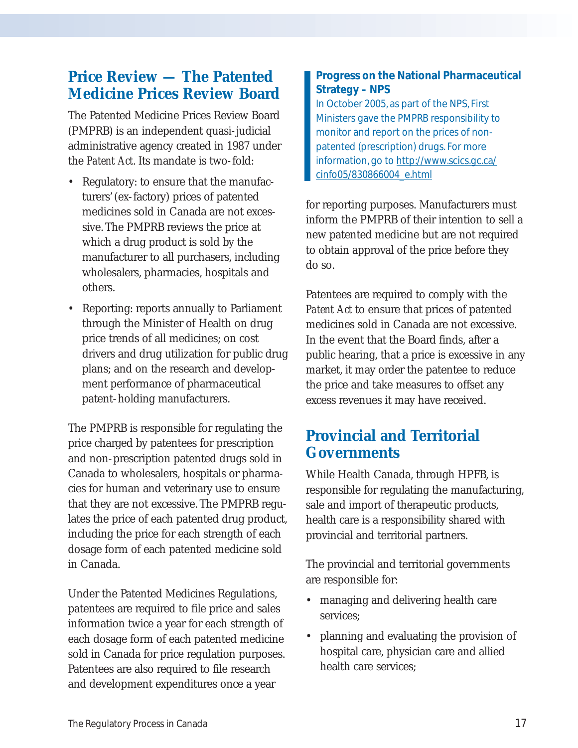## Price Review — The Patented Medicine Prices Review Board

The Patented Medicine Prices Review Board (PMPRB) is an independent quasi-judicial administrative agency created in 1987 under the *Patent Act*. Its mandate is two-fold:

- Regulatory: to ensure that the manufacturers' (ex-factory) prices of patented medicines sold in Canada are not excessive. The PMPRB reviews the price at which a drug product is sold by the manufacturer to all purchasers, including wholesalers, pharmacies, hospitals and others.
- Reporting: reports annually to Parliament through the Minister of Health on drug price trends of all medicines; on cost drivers and drug utilization for public drug plans; and on the research and development performance of pharmaceutical patent-holding manufacturers.

The PMPRB is responsible for regulating the price charged by patentees for prescription and non-prescription patented drugs sold in Canada to wholesalers, hospitals or pharmacies for human and veterinary use to ensure that they are not excessive. The PMPRB regulates the price of each patented drug product, including the price for each strength of each dosage form of each patented medicine sold in Canada.

Under the Patented Medicines Regulations, patentees are required to file price and sales information twice a year for each strength of each dosage form of each patented medicine sold in Canada for price regulation purposes. Patentees are also required to file research and development expenditures once a year for reporting purposes. Manufacturers must inform the PMPRB of their intention to sell a new patented medicine but are not required to obtain approval of the price before they do so.

> **Progress on the National Pharmaceutical Strategy – NPS**
>
> In October 2005, as part of the NPS, First Ministers gave the PMPRB responsibility to monitor and report on the prices of non-patented (prescription) drugs. For more information, go to http://www.scics.gc.ca/cinfo05/830866004_e.html

Patentees are required to comply with the *Patent Act* to ensure that prices of patented medicines sold in Canada are not excessive. In the event that the Board finds, after a public hearing, that a price is excessive in any market, it may order the patentee to reduce the price and take measures to offset any excess revenues it may have received.

## Provincial and Territorial Governments

While Health Canada, through HPFB, is responsible for regulating the manufacturing, sale and import of therapeutic products, health care is a responsibility shared with provincial and territorial partners.

The provincial and territorial governments are responsible for:

- managing and delivering health care services;
- planning and evaluating the provision of hospital care, physician care and allied health care services;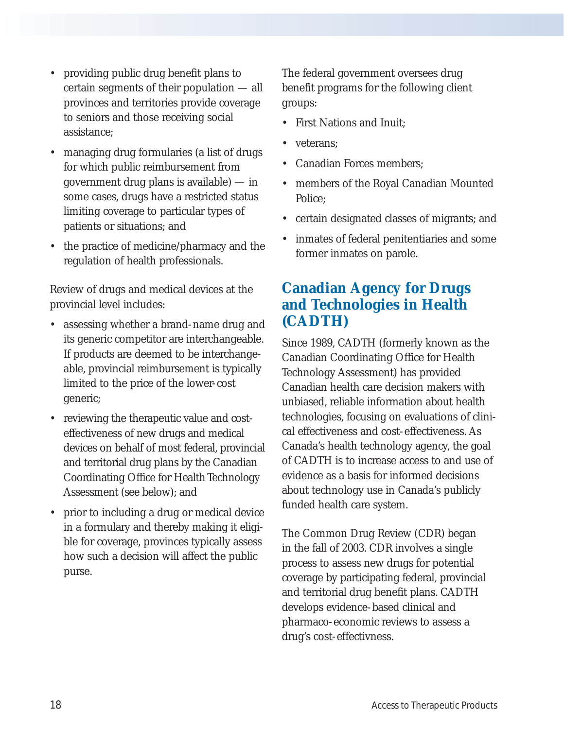- providing public drug benefit plans to certain segments of their population — all provinces and territories provide coverage to seniors and those receiving social assistance;
- managing drug formularies (a list of drugs for which public reimbursement from government drug plans is available) — in some cases, drugs have a restricted status limiting coverage to particular types of patients or situations; and
- the practice of medicine/pharmacy and the regulation of health professionals.

Review of drugs and medical devices at the provincial level includes:

- assessing whether a brand-name drug and its generic competitor are interchangeable. If products are deemed to be interchangeable, provincial reimbursement is typically limited to the price of the lower-cost generic;
- reviewing the therapeutic value and cost-effectiveness of new drugs and medical devices on behalf of most federal, provincial and territorial drug plans by the Canadian Coordinating Office for Health Technology Assessment (see below); and
- prior to including a drug or medical device in a formulary and thereby making it eligible for coverage, provinces typically assess how such a decision will affect the public purse.

The federal government oversees drug benefit programs for the following client groups:

- First Nations and Inuit;
- veterans;
- Canadian Forces members;
- members of the Royal Canadian Mounted Police;
- certain designated classes of migrants; and
- inmates of federal penitentiaries and some former inmates on parole.

## Canadian Agency for Drugs and Technologies in Health (CADTH)

Since 1989, CADTH (formerly known as the Canadian Coordinating Office for Health Technology Assessment) has provided Canadian health care decision makers with unbiased, reliable information about health technologies, focusing on evaluations of clinical effectiveness and cost-effectiveness. As Canada's health technology agency, the goal of CADTH is to increase access to and use of evidence as a basis for informed decisions about technology use in Canada's publicly funded health care system.

The Common Drug Review (CDR) began in the fall of 2003. CDR involves a single process to assess new drugs for potential coverage by participating federal, provincial and territorial drug benefit plans. CADTH develops evidence-based clinical and pharmaco-economic reviews to assess a drug's cost-effectivness.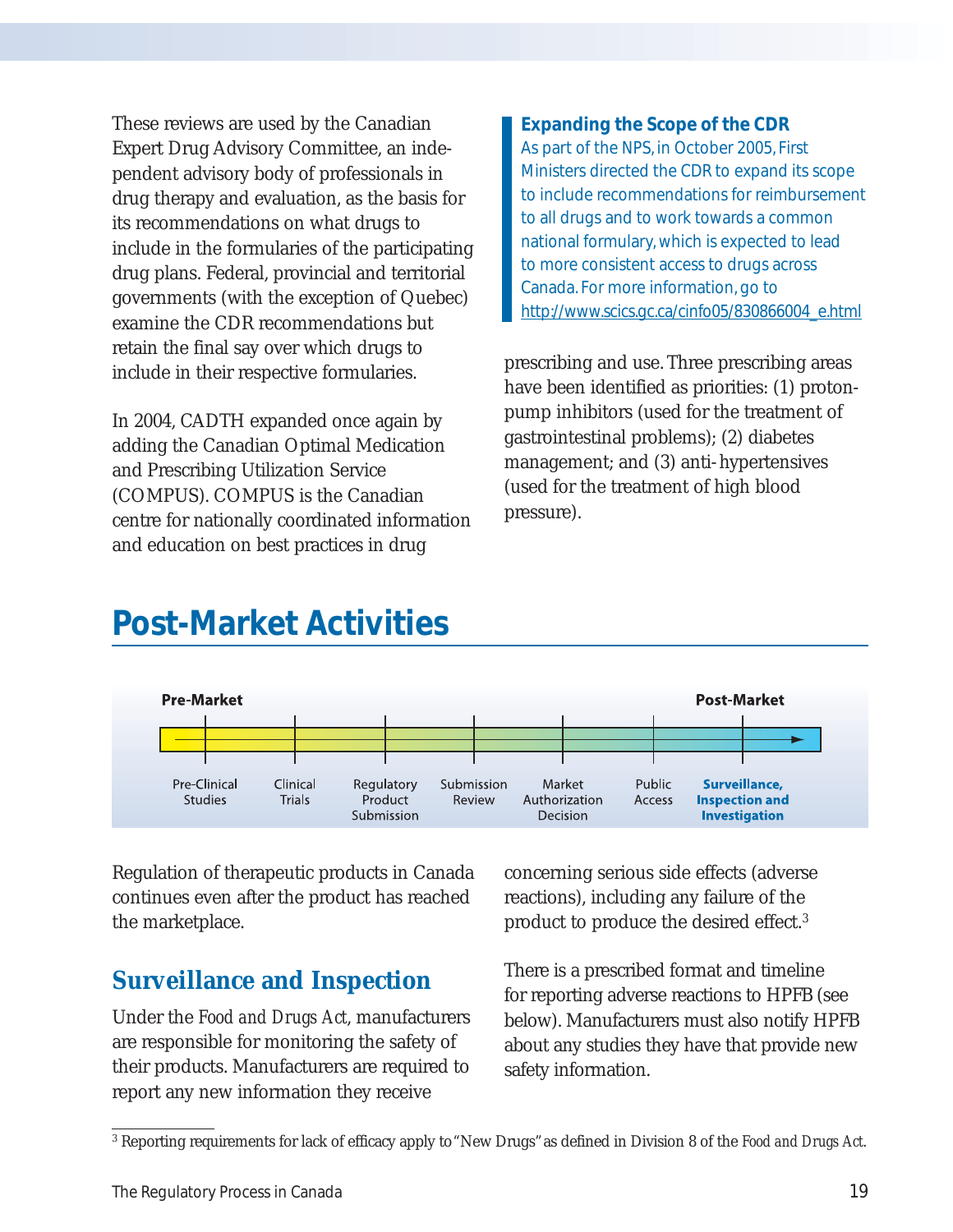These reviews are used by the Canadian Expert Drug Advisory Committee, an independent advisory body of professionals in drug therapy and evaluation, as the basis for its recommendations on what drugs to include in the formularies of the participating drug plans. Federal, provincial and territorial governments (with the exception of Quebec) examine the CDR recommendations but retain the final say over which drugs to include in their respective formularies.

In 2004, CADTH expanded once again by adding the Canadian Optimal Medication and Prescribing Utilization Service (COMPUS). COMPUS is the Canadian centre for nationally coordinated information and education on best practices in drug prescribing and use. Three prescribing areas have been identified as priorities: (1) proton-pump inhibitors (used for the treatment of gastrointestinal problems); (2) diabetes management; and (3) anti-hypertensives (used for the treatment of high blood pressure).

> **Expanding the Scope of the CDR**
> As part of the NPS, in October 2005, First Ministers directed the CDR to expand its scope to include recommendations for reimbursement to all drugs and to work towards a common national formulary, which is expected to lead to more consistent access to drugs across Canada. For more information, go to http://www.scics.gc.ca/cinfo05/830866004_e.html

# Post-Market Activities

**Pre-Market** → **Post-Market**

Pre-Clinical Studies | Clinical Trials | Regulatory Product Submission | Submission Review | Market Authorization Decision | Public Access | **Surveillance, Inspection and Investigation**

Regulation of therapeutic products in Canada continues even after the product has reached the marketplace.

## Surveillance and Inspection

Under the *Food and Drugs Act*, manufacturers are responsible for monitoring the safety of their products. Manufacturers are required to report any new information they receive concerning serious side effects (adverse reactions), including any failure of the product to produce the desired effect.[3]

There is a prescribed format and timeline for reporting adverse reactions to HPFB (see below). Manufacturers must also notify HPFB about any studies they have that provide new safety information.

[3] Reporting requirements for lack of efficacy apply to "New Drugs" as defined in Division 8 of the *Food and Drugs Act*.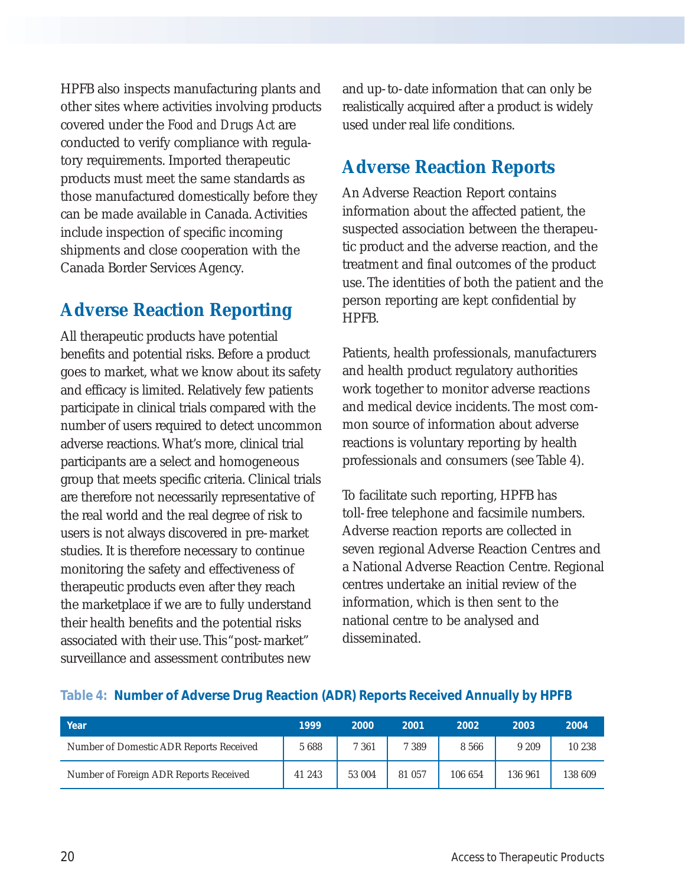HPFB also inspects manufacturing plants and other sites where activities involving products covered under the *Food and Drugs Act* are conducted to verify compliance with regulatory requirements. Imported therapeutic products must meet the same standards as those manufactured domestically before they can be made available in Canada. Activities include inspection of specific incoming shipments and close cooperation with the Canada Border Services Agency.

## Adverse Reaction Reporting

All therapeutic products have potential benefits and potential risks. Before a product goes to market, what we know about its safety and efficacy is limited. Relatively few patients participate in clinical trials compared with the number of users required to detect uncommon adverse reactions. What's more, clinical trial participants are a select and homogeneous group that meets specific criteria. Clinical trials are therefore not necessarily representative of the real world and the real degree of risk to users is not always discovered in pre-market studies. It is therefore necessary to continue monitoring the safety and effectiveness of therapeutic products even after they reach the marketplace if we are to fully understand their health benefits and the potential risks associated with their use. This "post-market" surveillance and assessment contributes new and up-to-date information that can only be realistically acquired after a product is widely used under real life conditions.

## Adverse Reaction Reports

An Adverse Reaction Report contains information about the affected patient, the suspected association between the therapeutic product and the adverse reaction, and the treatment and final outcomes of the product use. The identities of both the patient and the person reporting are kept confidential by HPFB.

Patients, health professionals, manufacturers and health product regulatory authorities work together to monitor adverse reactions and medical device incidents. The most common source of information about adverse reactions is voluntary reporting by health professionals and consumers (see Table 4).

To facilitate such reporting, HPFB has toll-free telephone and facsimile numbers. Adverse reaction reports are collected in seven regional Adverse Reaction Centres and a National Adverse Reaction Centre. Regional centres undertake an initial review of the information, which is then sent to the national centre to be analysed and disseminated.

**Table 4: Number of Adverse Drug Reaction (ADR) Reports Received Annually by HPFB**

| Year | 1999 | 2000 | 2001 | 2002 | 2003 | 2004 |
|---|---|---|---|---|---|---|
| Number of Domestic ADR Reports Received | 5 688 | 7 361 | 7 389 | 8 566 | 9 209 | 10 238 |
| Number of Foreign ADR Reports Received | 41 243 | 53 004 | 81 057 | 106 654 | 136 961 | 138 609 |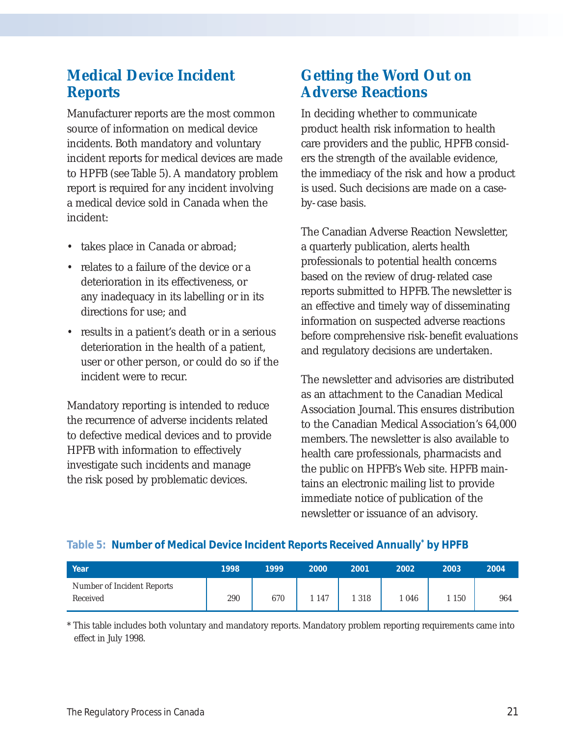## Medical Device Incident Reports

Manufacturer reports are the most common source of information on medical device incidents. Both mandatory and voluntary incident reports for medical devices are made to HPFB (see Table 5). A mandatory problem report is required for any incident involving a medical device sold in Canada when the incident:

- takes place in Canada or abroad;
- relates to a failure of the device or a deterioration in its effectiveness, or any inadequacy in its labelling or in its directions for use; and
- results in a patient's death or in a serious deterioration in the health of a patient, user or other person, or could do so if the incident were to recur.

Mandatory reporting is intended to reduce the recurrence of adverse incidents related to defective medical devices and to provide HPFB with information to effectively investigate such incidents and manage the risk posed by problematic devices.

## Getting the Word Out on Adverse Reactions

In deciding whether to communicate product health risk information to health care providers and the public, HPFB considers the strength of the available evidence, the immediacy of the risk and how a product is used. Such decisions are made on a case-by-case basis.

The Canadian Adverse Reaction Newsletter, a quarterly publication, alerts health professionals to potential health concerns based on the review of drug-related case reports submitted to HPFB. The newsletter is an effective and timely way of disseminating information on suspected adverse reactions before comprehensive risk-benefit evaluations and regulatory decisions are undertaken.

The newsletter and advisories are distributed as an attachment to the Canadian Medical Association Journal. This ensures distribution to the Canadian Medical Association's 64,000 members. The newsletter is also available to health care professionals, pharmacists and the public on HPFB's Web site. HPFB maintains an electronic mailing list to provide immediate notice of publication of the newsletter or issuance of an advisory.

**Table 5: Number of Medical Device Incident Reports Received Annually* by HPFB**

| Year | 1998 | 1999 | 2000 | 2001 | 2002 | 2003 | 2004 |
|---|---|---|---|---|---|---|---|
| Number of Incident Reports Received | 290 | 670 | 1 147 | 1 318 | 1 046 | 1 150 | 964 |

\* This table includes both voluntary and mandatory reports. Mandatory problem reporting requirements came into effect in July 1998.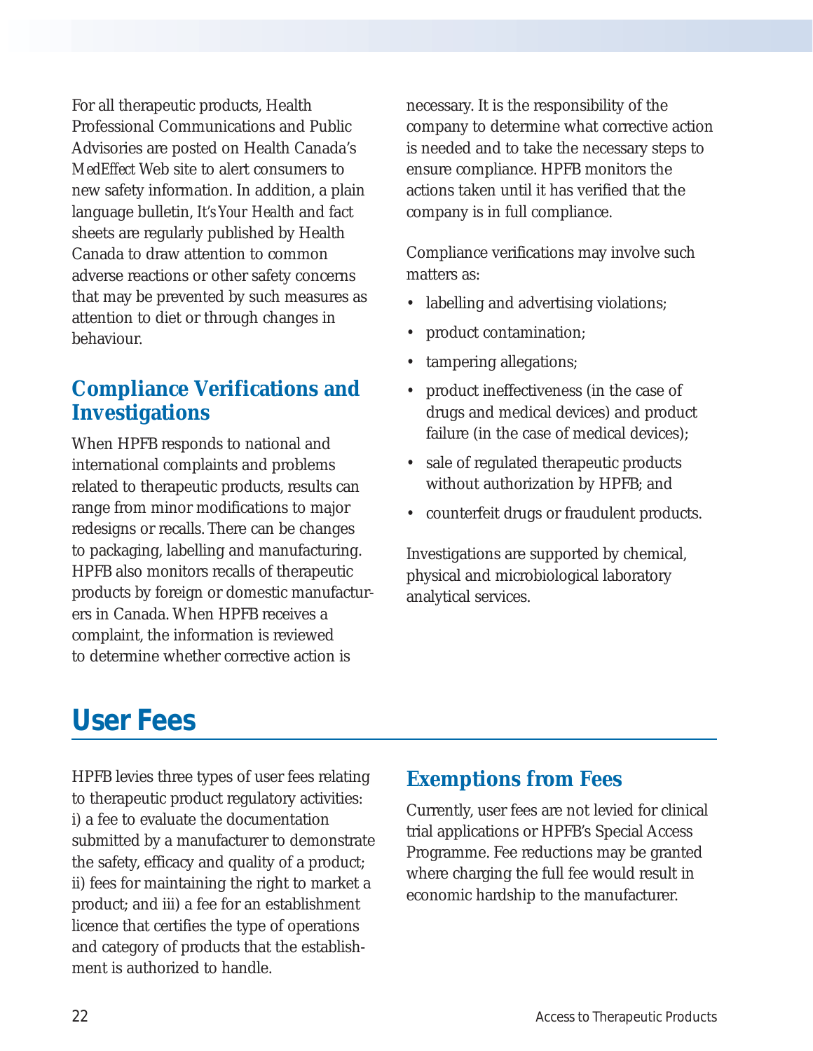For all therapeutic products, Health Professional Communications and Public Advisories are posted on Health Canada's *MedEffect* Web site to alert consumers to new safety information. In addition, a plain language bulletin, *It's Your Health* and fact sheets are regularly published by Health Canada to draw attention to common adverse reactions or other safety concerns that may be prevented by such measures as attention to diet or through changes in behaviour.

### Compliance Verifications and Investigations

When HPFB responds to national and international complaints and problems related to therapeutic products, results can range from minor modifications to major redesigns or recalls. There can be changes to packaging, labelling and manufacturing. HPFB also monitors recalls of therapeutic products by foreign or domestic manufacturers in Canada. When HPFB receives a complaint, the information is reviewed to determine whether corrective action is necessary. It is the responsibility of the company to determine what corrective action is needed and to take the necessary steps to ensure compliance. HPFB monitors the actions taken until it has verified that the company is in full compliance.

Compliance verifications may involve such matters as:

- labelling and advertising violations;
- product contamination;
- tampering allegations;
- product ineffectiveness (in the case of drugs and medical devices) and product failure (in the case of medical devices);
- sale of regulated therapeutic products without authorization by HPFB; and
- counterfeit drugs or fraudulent products.

Investigations are supported by chemical, physical and microbiological laboratory analytical services.

## User Fees

HPFB levies three types of user fees relating to therapeutic product regulatory activities: i) a fee to evaluate the documentation submitted by a manufacturer to demonstrate the safety, efficacy and quality of a product; ii) fees for maintaining the right to market a product; and iii) a fee for an establishment licence that certifies the type of operations and category of products that the establishment is authorized to handle.

### Exemptions from Fees

Currently, user fees are not levied for clinical trial applications or HPFB's Special Access Programme. Fee reductions may be granted where charging the full fee would result in economic hardship to the manufacturer.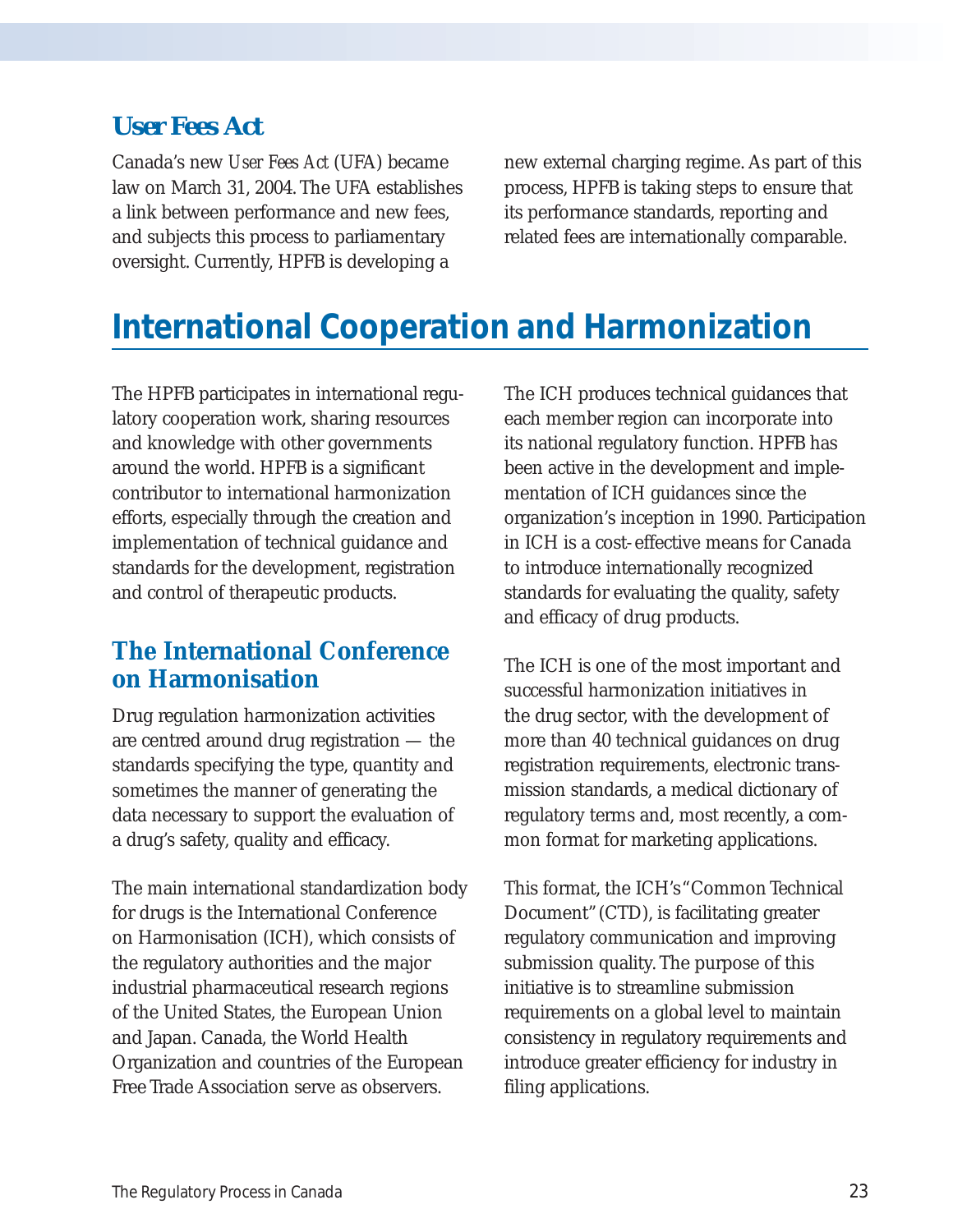### User Fees Act

Canada's new *User Fees Act* (UFA) became law on March 31, 2004. The UFA establishes a link between performance and new fees, and subjects this process to parliamentary oversight. Currently, HPFB is developing a new external charging regime. As part of this process, HPFB is taking steps to ensure that its performance standards, reporting and related fees are internationally comparable.

## International Cooperation and Harmonization

The HPFB participates in international regulatory cooperation work, sharing resources and knowledge with other governments around the world. HPFB is a significant contributor to international harmonization efforts, especially through the creation and implementation of technical guidance and standards for the development, registration and control of therapeutic products.

### The International Conference on Harmonisation

Drug regulation harmonization activities are centred around drug registration — the standards specifying the type, quantity and sometimes the manner of generating the data necessary to support the evaluation of a drug's safety, quality and efficacy.

The main international standardization body for drugs is the International Conference on Harmonisation (ICH), which consists of the regulatory authorities and the major industrial pharmaceutical research regions of the United States, the European Union and Japan. Canada, the World Health Organization and countries of the European Free Trade Association serve as observers.

The ICH produces technical guidances that each member region can incorporate into its national regulatory function. HPFB has been active in the development and implementation of ICH guidances since the organization's inception in 1990. Participation in ICH is a cost-effective means for Canada to introduce internationally recognized standards for evaluating the quality, safety and efficacy of drug products.

The ICH is one of the most important and successful harmonization initiatives in the drug sector, with the development of more than 40 technical guidances on drug registration requirements, electronic transmission standards, a medical dictionary of regulatory terms and, most recently, a common format for marketing applications.

This format, the ICH's "Common Technical Document" (CTD), is facilitating greater regulatory communication and improving submission quality. The purpose of this initiative is to streamline submission requirements on a global level to maintain consistency in regulatory requirements and introduce greater efficiency for industry in filing applications.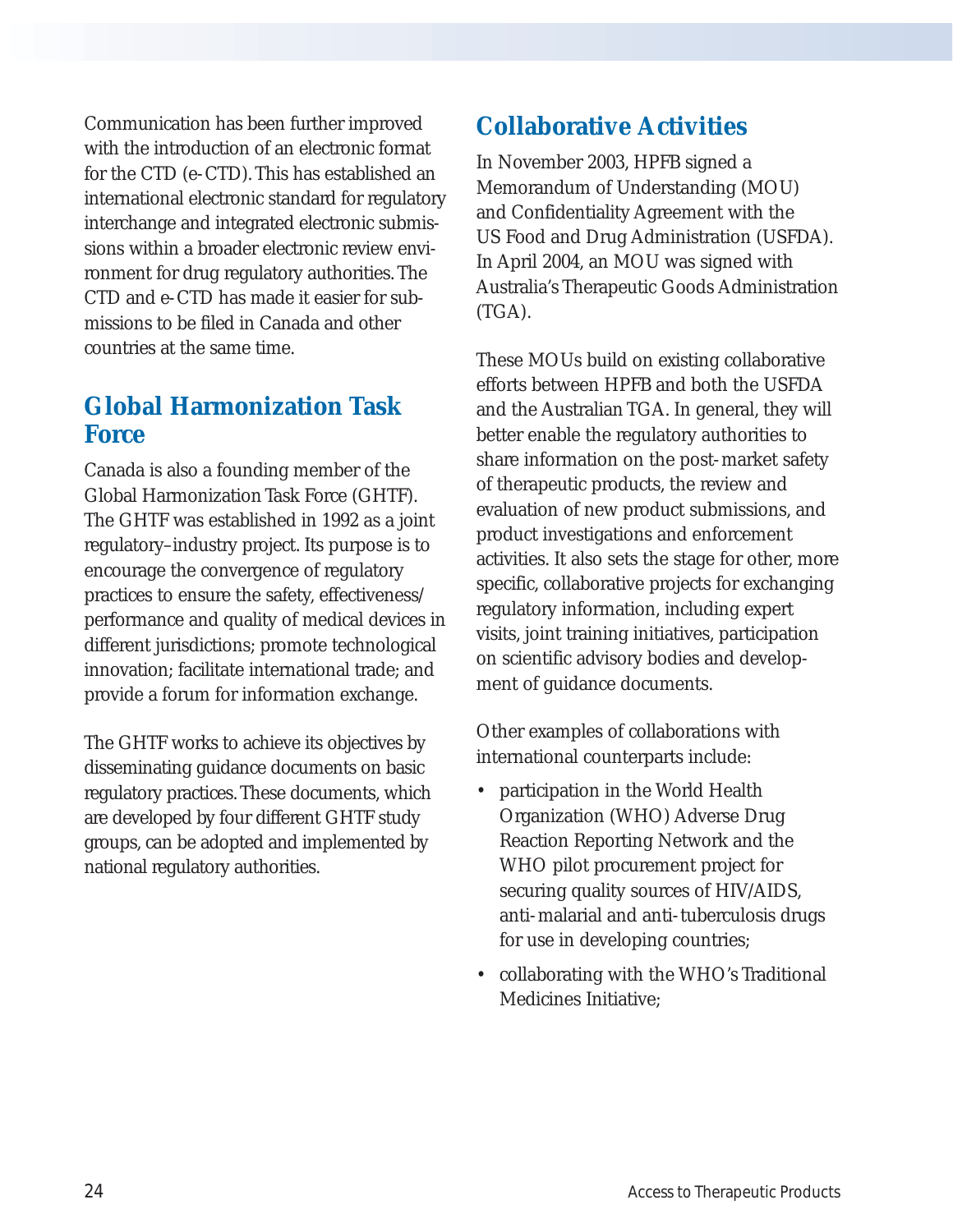Communication has been further improved with the introduction of an electronic format for the CTD (e-CTD). This has established an international electronic standard for regulatory interchange and integrated electronic submissions within a broader electronic review environment for drug regulatory authorities. The CTD and e-CTD has made it easier for submissions to be filed in Canada and other countries at the same time.

## Global Harmonization Task Force

Canada is also a founding member of the Global Harmonization Task Force (GHTF). The GHTF was established in 1992 as a joint regulatory–industry project. Its purpose is to encourage the convergence of regulatory practices to ensure the safety, effectiveness/performance and quality of medical devices in different jurisdictions; promote technological innovation; facilitate international trade; and provide a forum for information exchange.

The GHTF works to achieve its objectives by disseminating guidance documents on basic regulatory practices. These documents, which are developed by four different GHTF study groups, can be adopted and implemented by national regulatory authorities.

## Collaborative Activities

In November 2003, HPFB signed a Memorandum of Understanding (MOU) and Confidentiality Agreement with the US Food and Drug Administration (USFDA). In April 2004, an MOU was signed with Australia's Therapeutic Goods Administration (TGA).

These MOUs build on existing collaborative efforts between HPFB and both the USFDA and the Australian TGA. In general, they will better enable the regulatory authorities to share information on the post-market safety of therapeutic products, the review and evaluation of new product submissions, and product investigations and enforcement activities. It also sets the stage for other, more specific, collaborative projects for exchanging regulatory information, including expert visits, joint training initiatives, participation on scientific advisory bodies and development of guidance documents.

Other examples of collaborations with international counterparts include:

- participation in the World Health Organization (WHO) Adverse Drug Reaction Reporting Network and the WHO pilot procurement project for securing quality sources of HIV/AIDS, anti-malarial and anti-tuberculosis drugs for use in developing countries;
- collaborating with the WHO's Traditional Medicines Initiative;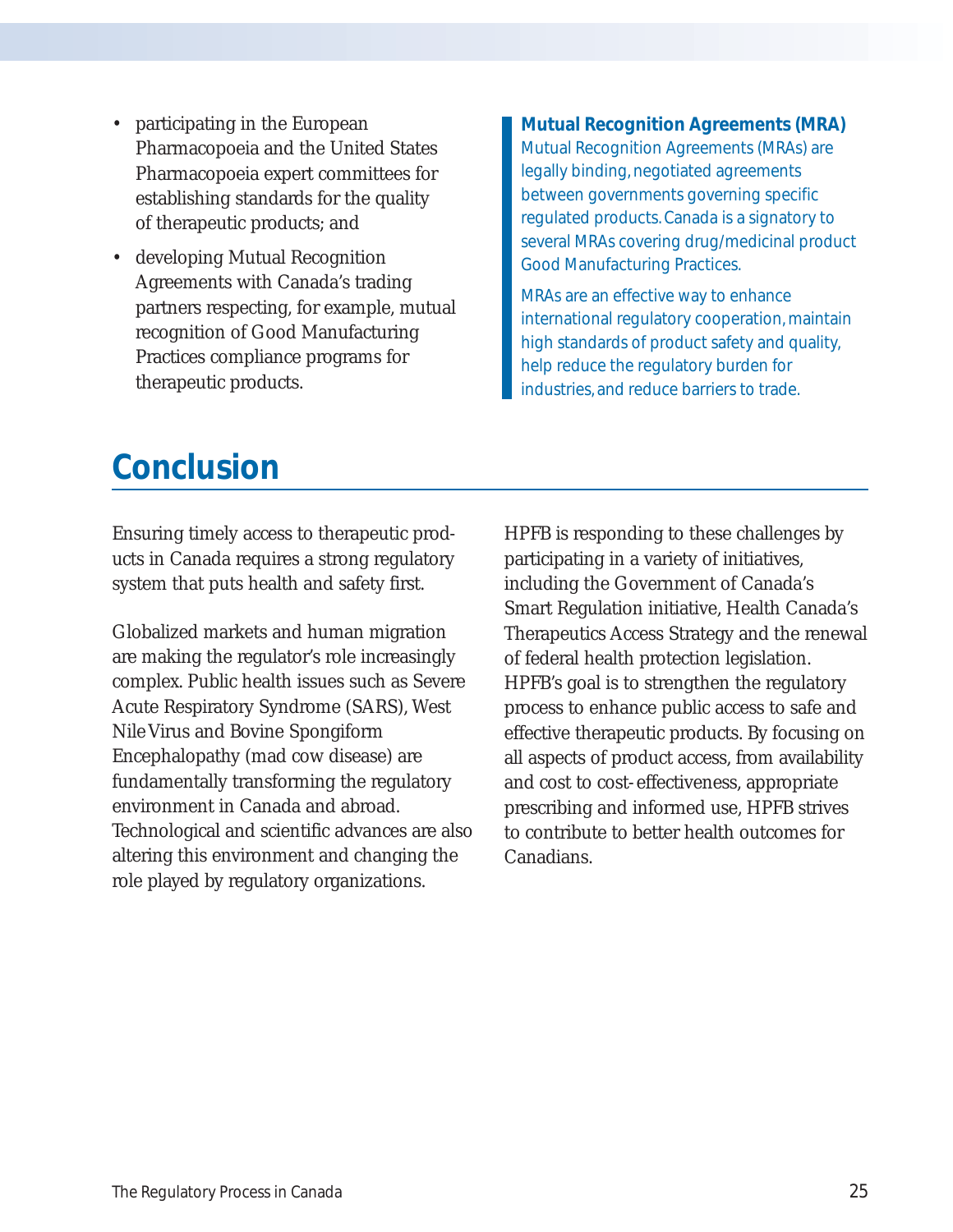- participating in the European Pharmacopoeia and the United States Pharmacopoeia expert committees for establishing standards for the quality of therapeutic products; and
- developing Mutual Recognition Agreements with Canada's trading partners respecting, for example, mutual recognition of Good Manufacturing Practices compliance programs for therapeutic products.

**Mutual Recognition Agreements (MRA)**

Mutual Recognition Agreements (MRAs) are legally binding, negotiated agreements between governments governing specific regulated products. Canada is a signatory to several MRAs covering drug/medicinal product Good Manufacturing Practices.

MRAs are an effective way to enhance international regulatory cooperation, maintain high standards of product safety and quality, help reduce the regulatory burden for industries, and reduce barriers to trade.

# Conclusion

Ensuring timely access to therapeutic products in Canada requires a strong regulatory system that puts health and safety first.

Globalized markets and human migration are making the regulator's role increasingly complex. Public health issues such as Severe Acute Respiratory Syndrome (SARS), West Nile Virus and Bovine Spongiform Encephalopathy (mad cow disease) are fundamentally transforming the regulatory environment in Canada and abroad. Technological and scientific advances are also altering this environment and changing the role played by regulatory organizations.

HPFB is responding to these challenges by participating in a variety of initiatives, including the Government of Canada's Smart Regulation initiative, Health Canada's Therapeutics Access Strategy and the renewal of federal health protection legislation. HPFB's goal is to strengthen the regulatory process to enhance public access to safe and effective therapeutic products. By focusing on all aspects of product access, from availability and cost to cost-effectiveness, appropriate prescribing and informed use, HPFB strives to contribute to better health outcomes for Canadians.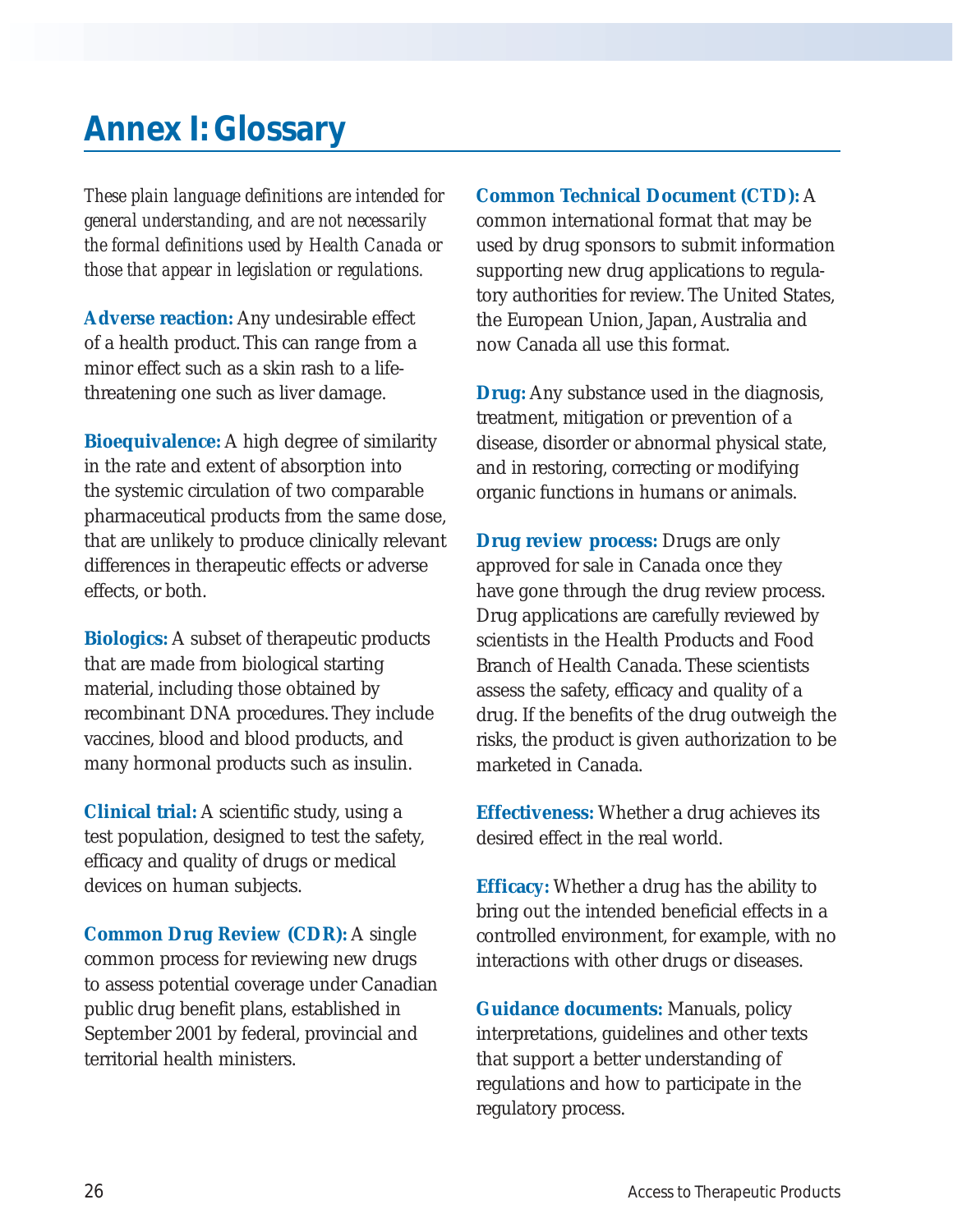# Annex I: Glossary

*These plain language definitions are intended for general understanding, and are not necessarily the formal definitions used by Health Canada or those that appear in legislation or regulations.*

**Adverse reaction:** Any undesirable effect of a health product. This can range from a minor effect such as a skin rash to a life-threatening one such as liver damage.

**Bioequivalence:** A high degree of similarity in the rate and extent of absorption into the systemic circulation of two comparable pharmaceutical products from the same dose, that are unlikely to produce clinically relevant differences in therapeutic effects or adverse effects, or both.

**Biologics:** A subset of therapeutic products that are made from biological starting material, including those obtained by recombinant DNA procedures. They include vaccines, blood and blood products, and many hormonal products such as insulin.

**Clinical trial:** A scientific study, using a test population, designed to test the safety, efficacy and quality of drugs or medical devices on human subjects.

**Common Drug Review (CDR):** A single common process for reviewing new drugs to assess potential coverage under Canadian public drug benefit plans, established in September 2001 by federal, provincial and territorial health ministers.

**Common Technical Document (CTD):** A common international format that may be used by drug sponsors to submit information supporting new drug applications to regulatory authorities for review. The United States, the European Union, Japan, Australia and now Canada all use this format.

**Drug:** Any substance used in the diagnosis, treatment, mitigation or prevention of a disease, disorder or abnormal physical state, and in restoring, correcting or modifying organic functions in humans or animals.

**Drug review process:** Drugs are only approved for sale in Canada once they have gone through the drug review process. Drug applications are carefully reviewed by scientists in the Health Products and Food Branch of Health Canada. These scientists assess the safety, efficacy and quality of a drug. If the benefits of the drug outweigh the risks, the product is given authorization to be marketed in Canada.

**Effectiveness:** Whether a drug achieves its desired effect in the real world.

**Efficacy:** Whether a drug has the ability to bring out the intended beneficial effects in a controlled environment, for example, with no interactions with other drugs or diseases.

**Guidance documents:** Manuals, policy interpretations, guidelines and other texts that support a better understanding of regulations and how to participate in the regulatory process.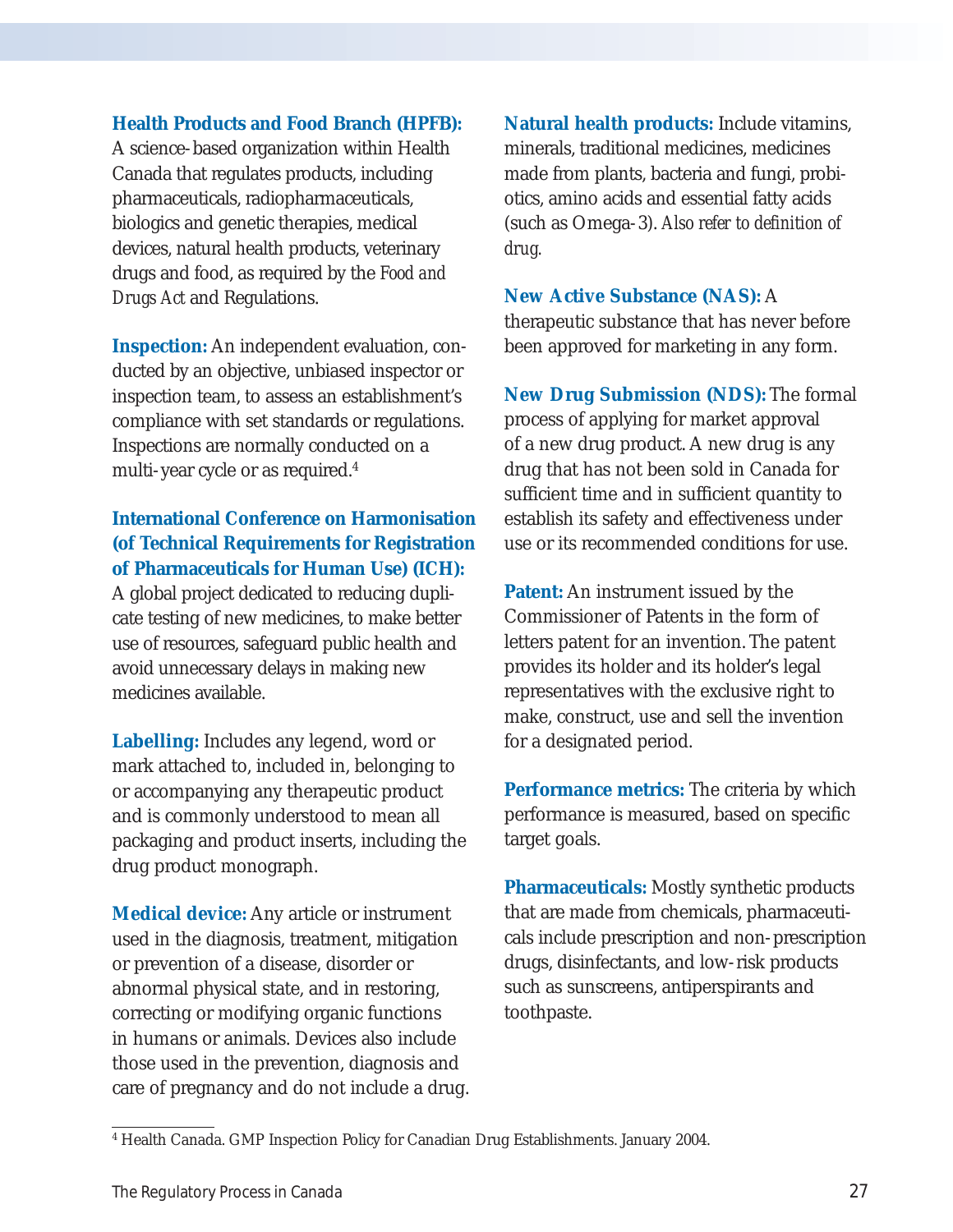**Health Products and Food Branch (HPFB):** A science-based organization within Health Canada that regulates products, including pharmaceuticals, radiopharmaceuticals, biologics and genetic therapies, medical devices, natural health products, veterinary drugs and food, as required by the *Food and Drugs Act* and Regulations.

**Inspection:** An independent evaluation, conducted by an objective, unbiased inspector or inspection team, to assess an establishment's compliance with set standards or regulations. Inspections are normally conducted on a multi-year cycle or as required.[4]

**International Conference on Harmonisation (of Technical Requirements for Registration of Pharmaceuticals for Human Use) (ICH):** A global project dedicated to reducing duplicate testing of new medicines, to make better use of resources, safeguard public health and avoid unnecessary delays in making new medicines available.

**Labelling:** Includes any legend, word or mark attached to, included in, belonging to or accompanying any therapeutic product and is commonly understood to mean all packaging and product inserts, including the drug product monograph.

**Medical device:** Any article or instrument used in the diagnosis, treatment, mitigation or prevention of a disease, disorder or abnormal physical state, and in restoring, correcting or modifying organic functions in humans or animals. Devices also include those used in the prevention, diagnosis and care of pregnancy and do not include a drug.

**Natural health products:** Include vitamins, minerals, traditional medicines, medicines made from plants, bacteria and fungi, probiotics, amino acids and essential fatty acids (such as Omega-3). *Also refer to definition of drug.*

**New Active Substance (NAS):** A therapeutic substance that has never before been approved for marketing in any form.

**New Drug Submission (NDS):** The formal process of applying for market approval of a new drug product. A new drug is any drug that has not been sold in Canada for sufficient time and in sufficient quantity to establish its safety and effectiveness under use or its recommended conditions for use.

**Patent:** An instrument issued by the Commissioner of Patents in the form of letters patent for an invention. The patent provides its holder and its holder's legal representatives with the exclusive right to make, construct, use and sell the invention for a designated period.

**Performance metrics:** The criteria by which performance is measured, based on specific target goals.

**Pharmaceuticals:** Mostly synthetic products that are made from chemicals, pharmaceuticals include prescription and non-prescription drugs, disinfectants, and low-risk products such as sunscreens, antiperspirants and toothpaste.

---

[4] Health Canada. GMP Inspection Policy for Canadian Drug Establishments. January 2004.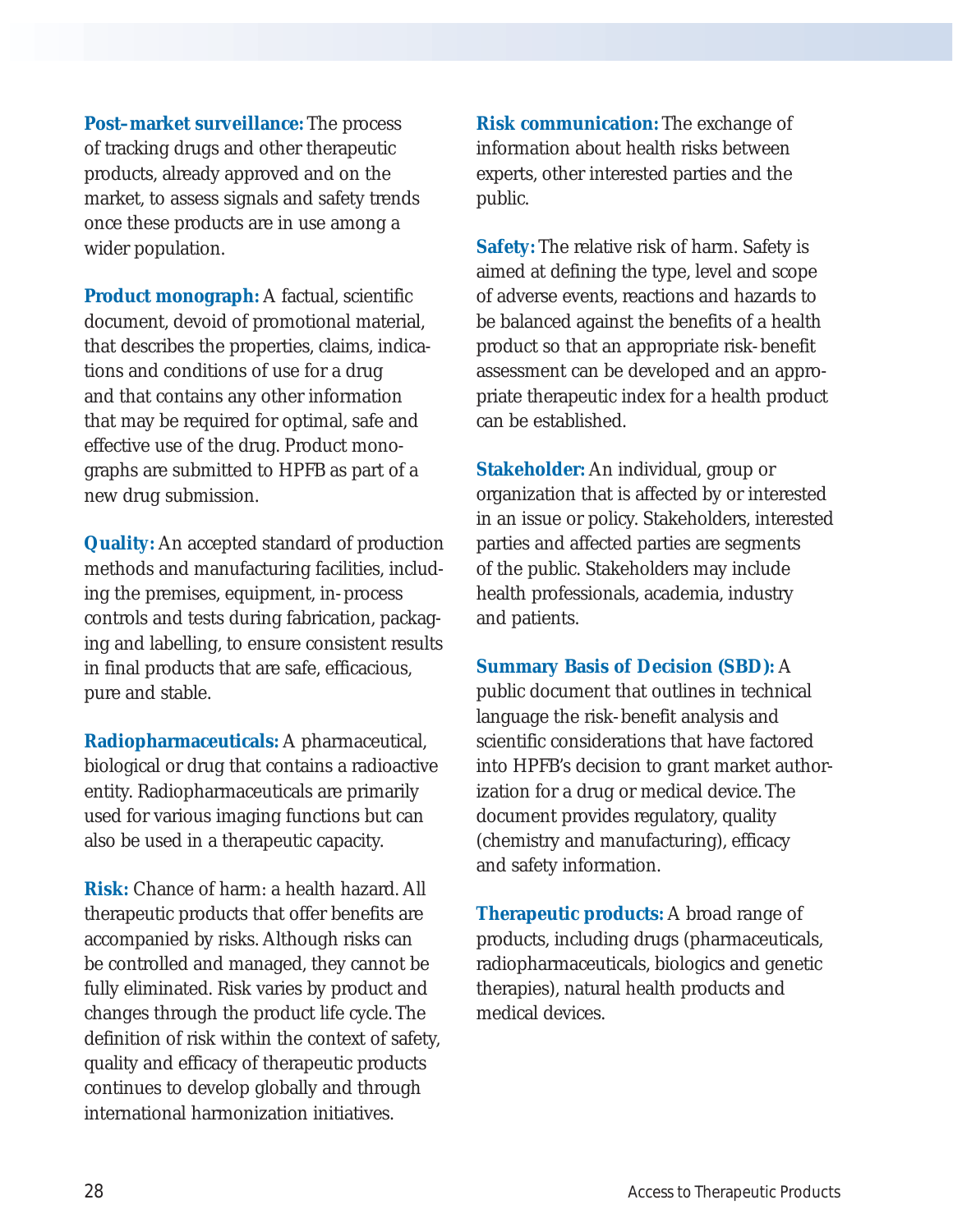**Post–market surveillance:** The process of tracking drugs and other therapeutic products, already approved and on the market, to assess signals and safety trends once these products are in use among a wider population.

**Product monograph:** A factual, scientific document, devoid of promotional material, that describes the properties, claims, indications and conditions of use for a drug and that contains any other information that may be required for optimal, safe and effective use of the drug. Product monographs are submitted to HPFB as part of a new drug submission.

**Quality:** An accepted standard of production methods and manufacturing facilities, including the premises, equipment, in-process controls and tests during fabrication, packaging and labelling, to ensure consistent results in final products that are safe, efficacious, pure and stable.

**Radiopharmaceuticals:** A pharmaceutical, biological or drug that contains a radioactive entity. Radiopharmaceuticals are primarily used for various imaging functions but can also be used in a therapeutic capacity.

**Risk:** Chance of harm: a health hazard. All therapeutic products that offer benefits are accompanied by risks. Although risks can be controlled and managed, they cannot be fully eliminated. Risk varies by product and changes through the product life cycle. The definition of risk within the context of safety, quality and efficacy of therapeutic products continues to develop globally and through international harmonization initiatives.

**Risk communication:** The exchange of information about health risks between experts, other interested parties and the public.

**Safety:** The relative risk of harm. Safety is aimed at defining the type, level and scope of adverse events, reactions and hazards to be balanced against the benefits of a health product so that an appropriate risk-benefit assessment can be developed and an appropriate therapeutic index for a health product can be established.

**Stakeholder:** An individual, group or organization that is affected by or interested in an issue or policy. Stakeholders, interested parties and affected parties are segments of the public. Stakeholders may include health professionals, academia, industry and patients.

**Summary Basis of Decision (SBD):** A public document that outlines in technical language the risk-benefit analysis and scientific considerations that have factored into HPFB's decision to grant market authorization for a drug or medical device. The document provides regulatory, quality (chemistry and manufacturing), efficacy and safety information.

**Therapeutic products:** A broad range of products, including drugs (pharmaceuticals, radiopharmaceuticals, biologics and genetic therapies), natural health products and medical devices.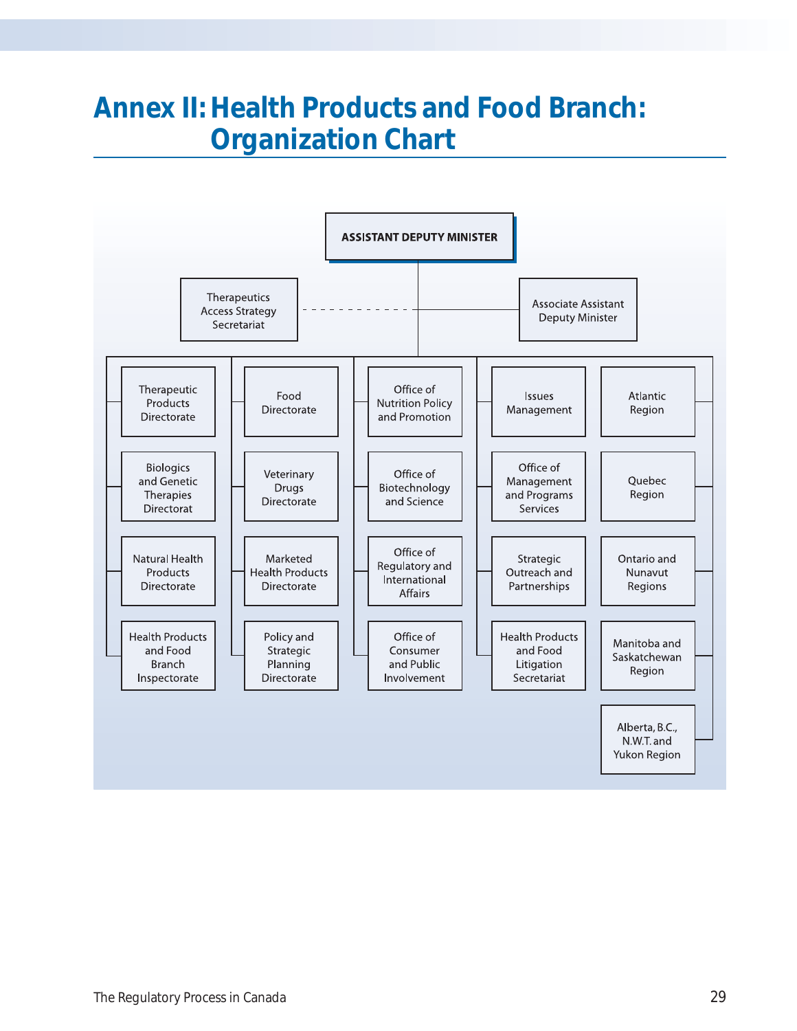# Annex II: Health Products and Food Branch: Organization Chart

**ASSISTANT DEPUTY MINISTER**

- Therapeutics Access Strategy Secretariat
- Associate Assistant Deputy Minister

| | | | | |
|---|---|---|---|---|
| Therapeutic Products Directorate | Food Directorate | Office of Nutrition Policy and Promotion | Issues Management | Atlantic Region |
| Biologics and Genetic Therapies Directorat | Veterinary Drugs Directorate | Office of Biotechnology and Science | Office of Management and Programs Services | Quebec Region |
| Natural Health Products Directorate | Marketed Health Products Directorate | Office of Regulatory and International Affairs | Strategic Outreach and Partnerships | Ontario and Nunavut Regions |
| Health Products and Food Branch Inspectorate | Policy and Strategic Planning Directorate | Office of Consumer and Public Involvement | Health Products and Food Litigation Secretariat | Manitoba and Saskatchewan Region |
| | | | | Alberta, B.C., N.W.T. and Yukon Region |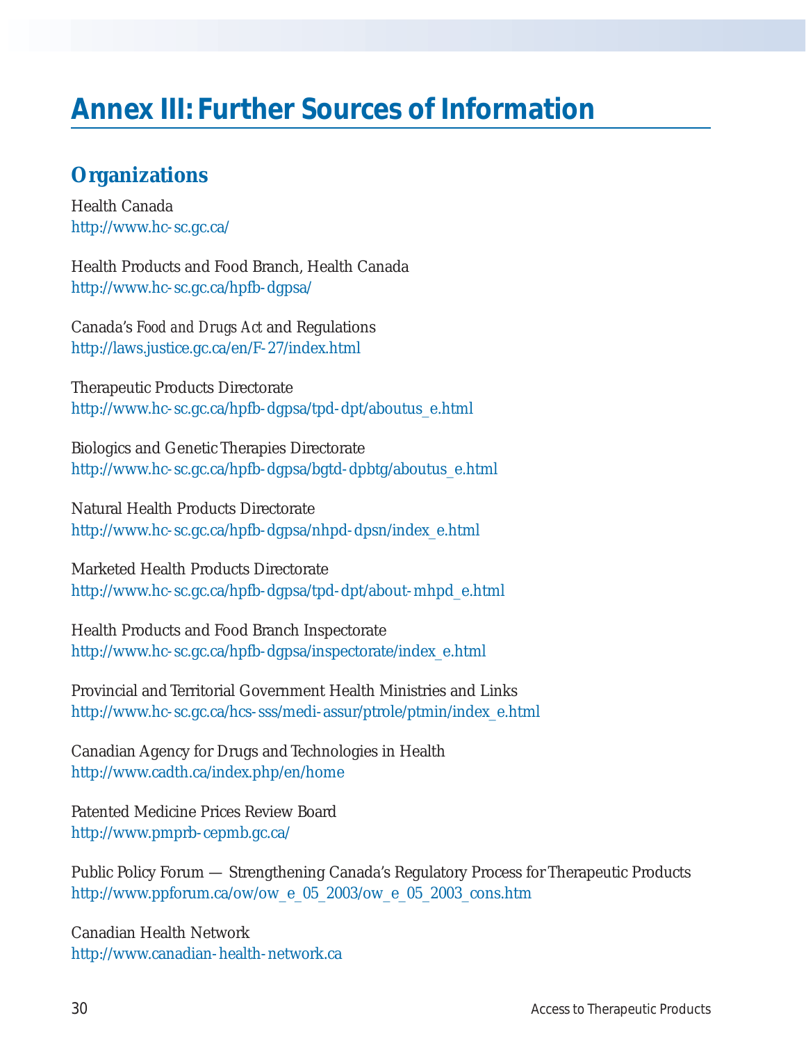# Annex III: Further Sources of Information

## Organizations

Health Canada
http://www.hc-sc.gc.ca/

Health Products and Food Branch, Health Canada
http://www.hc-sc.gc.ca/hpfb-dgpsa/

Canada's *Food and Drugs Act* and Regulations
http://laws.justice.gc.ca/en/F-27/index.html

Therapeutic Products Directorate
http://www.hc-sc.gc.ca/hpfb-dgpsa/tpd-dpt/aboutus_e.html

Biologics and Genetic Therapies Directorate
http://www.hc-sc.gc.ca/hpfb-dgpsa/bgtd-dpbtg/aboutus_e.html

Natural Health Products Directorate
http://www.hc-sc.gc.ca/hpfb-dgpsa/nhpd-dpsn/index_e.html

Marketed Health Products Directorate
http://www.hc-sc.gc.ca/hpfb-dgpsa/tpd-dpt/about-mhpd_e.html

Health Products and Food Branch Inspectorate
http://www.hc-sc.gc.ca/hpfb-dgpsa/inspectorate/index_e.html

Provincial and Territorial Government Health Ministries and Links
http://www.hc-sc.gc.ca/hcs-sss/medi-assur/ptrole/ptmin/index_e.html

Canadian Agency for Drugs and Technologies in Health
http://www.cadth.ca/index.php/en/home

Patented Medicine Prices Review Board
http://www.pmprb-cepmb.gc.ca/

Public Policy Forum — Strengthening Canada's Regulatory Process for Therapeutic Products
http://www.ppforum.ca/ow/ow_e_05_2003/ow_e_05_2003_cons.htm

Canadian Health Network
http://www.canadian-health-network.ca